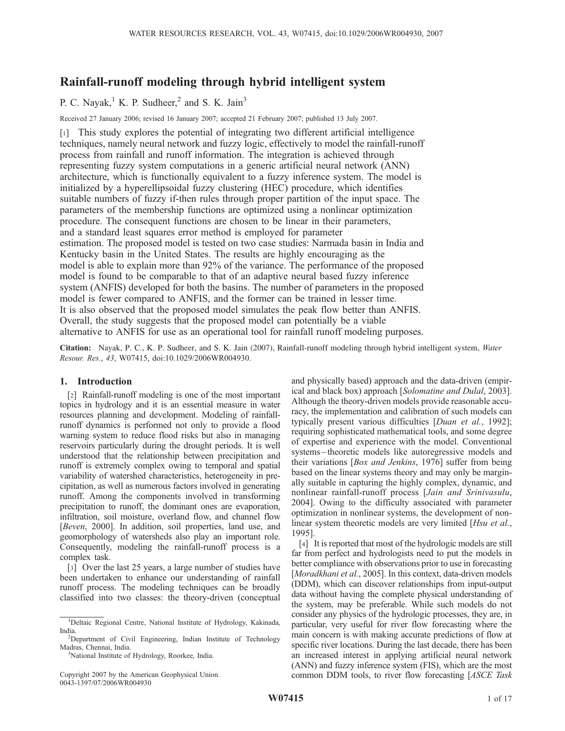# Rainfall-runoff modeling through hybrid intelligent system

P. C. Nayak,[1] K. P. Sudheer,[2] and S. K. Jain[3]

Received 27 January 2006; revised 16 January 2007; accepted 21 February 2007; published 13 July 2007.

[1] This study explores the potential of integrating two different artificial intelligence techniques, namely neural network and fuzzy logic, effectively to model the rainfall-runoff process from rainfall and runoff information. The integration is achieved through representing fuzzy system computations in a generic artificial neural network (ANN) architecture, which is functionally equivalent to a fuzzy inference system. The model is initialized by a hyperellipsoidal fuzzy clustering (HEC) procedure, which identifies suitable numbers of fuzzy if-then rules through proper partition of the input space. The parameters of the membership functions are optimized using a nonlinear optimization procedure. The consequent functions are chosen to be linear in their parameters, and a standard least squares error method is employed for parameter estimation. The proposed model is tested on two case studies: Narmada basin in India and Kentucky basin in the United States. The results are highly encouraging as the model is able to explain more than 92% of the variance. The performance of the proposed model is found to be comparable to that of an adaptive neural based fuzzy inference system (ANFIS) developed for both the basins. The number of parameters in the proposed model is fewer compared to ANFIS, and the former can be trained in lesser time. It is also observed that the proposed model simulates the peak flow better than ANFIS. Overall, the study suggests that the proposed model can potentially be a viable alternative to ANFIS for use as an operational tool for rainfall runoff modeling purposes.

**Citation:** Nayak, P. C., K. P. Sudheer, and S. K. Jain (2007), Rainfall-runoff modeling through hybrid intelligent system, *Water Resour. Res.*, *43*, W07415, doi:10.1029/2006WR004930.

## 1. Introduction

[2] Rainfall-runoff modeling is one of the most important topics in hydrology and it is an essential measure in water resources planning and development. Modeling of rainfall-runoff dynamics is performed not only to provide a flood warning system to reduce flood risks but also in managing reservoirs particularly during the drought periods. It is well understood that the relationship between precipitation and runoff is extremely complex owing to temporal and spatial variability of watershed characteristics, heterogeneity in precipitation, as well as numerous factors involved in generating runoff. Among the components involved in transforming precipitation to runoff, the dominant ones are evaporation, infiltration, soil moisture, overland flow, and channel flow [*Beven*, 2000]. In addition, soil properties, land use, and geomorphology of watersheds also play an important role. Consequently, modeling the rainfall-runoff process is a complex task.

[3] Over the last 25 years, a large number of studies have been undertaken to enhance our understanding of rainfall runoff process. The modeling techniques can be broadly classified into two classes: the theory-driven (conceptual and physically based) approach and the data-driven (empirical and black box) approach [*Solomatine and Dulal*, 2003]. Although the theory-driven models provide reasonable accuracy, the implementation and calibration of such models can typically present various difficulties [*Duan et al.*, 1992]; requiring sophisticated mathematical tools, and some degree of expertise and experience with the model. Conventional systems−theoretic models like autoregressive models and their variations [*Box and Jenkins*, 1976] suffer from being based on the linear systems theory and may only be marginally suitable in capturing the highly complex, dynamic, and nonlinear rainfall-runoff process [*Jain and Srinivasulu*, 2004]. Owing to the difficulty associated with parameter optimization in nonlinear systems, the development of nonlinear system theoretic models are very limited [*Hsu et al.*, 1995].

[4] It is reported that most of the hydrologic models are still far from perfect and hydrologists need to put the models in better compliance with observations prior to use in forecasting [*Moradkhani et al.*, 2005]. In this context, data-driven models (DDM), which can discover relationships from input-output data without having the complete physical understanding of the system, may be preferable. While such models do not consider any physics of the hydrologic processes, they are, in particular, very useful for river flow forecasting where the main concern is with making accurate predictions of flow at specific river locations. During the last decade, there has been an increased interest in applying artificial neural network (ANN) and fuzzy inference system (FIS), which are the most common DDM tools, to river flow forecasting [*ASCE Task*

---

[1] Deltaic Regional Centre, National Institute of Hydrology, Kakinada, India.

[2] Department of Civil Engineering, Indian Institute of Technology Madras, Chennai, India.

[3] National Institute of Hydrology, Roorkee, India.

Copyright 2007 by the American Geophysical Union.
0043-1397/07/2006WR004930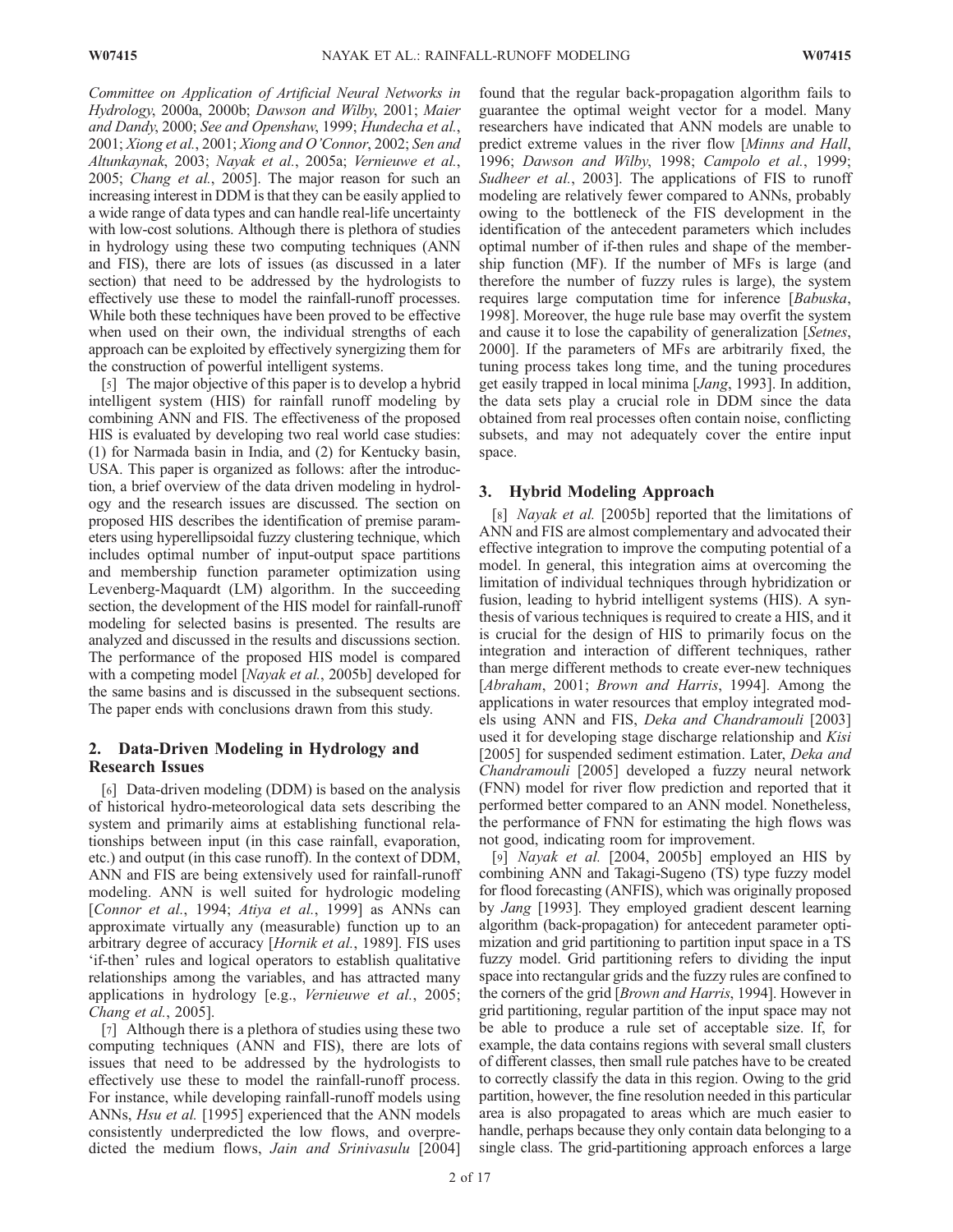*Committee on Application of Artificial Neural Networks in Hydrology*, 2000a, 2000b; *Dawson and Wilby*, 2001; *Maier and Dandy*, 2000; *See and Openshaw*, 1999; *Hundecha et al.*, 2001; *Xiong et al.*, 2001; *Xiong and O'Connor*, 2002; *Sen and Altunkaynak*, 2003; *Nayak et al.*, 2005a; *Vernieuwe et al.*, 2005; *Chang et al.*, 2005]. The major reason for such an increasing interest in DDM is that they can be easily applied to a wide range of data types and can handle real-life uncertainty with low-cost solutions. Although there is plethora of studies in hydrology using these two computing techniques (ANN and FIS), there are lots of issues (as discussed in a later section) that need to be addressed by the hydrologists to effectively use these to model the rainfall-runoff processes. While both these techniques have been proved to be effective when used on their own, the individual strengths of each approach can be exploited by effectively synergizing them for the construction of powerful intelligent systems.

[5] The major objective of this paper is to develop a hybrid intelligent system (HIS) for rainfall runoff modeling by combining ANN and FIS. The effectiveness of the proposed HIS is evaluated by developing two real world case studies: (1) for Narmada basin in India, and (2) for Kentucky basin, USA. This paper is organized as follows: after the introduction, a brief overview of the data driven modeling in hydrology and the research issues are discussed. The section on proposed HIS describes the identification of premise parameters using hyperellipsoidal fuzzy clustering technique, which includes optimal number of input-output space partitions and membership function parameter optimization using Levenberg-Maquardt (LM) algorithm. In the succeeding section, the development of the HIS model for rainfall-runoff modeling for selected basins is presented. The results are analyzed and discussed in the results and discussions section. The performance of the proposed HIS model is compared with a competing model [*Nayak et al.*, 2005b] developed for the same basins and is discussed in the subsequent sections. The paper ends with conclusions drawn from this study.

## 2. Data-Driven Modeling in Hydrology and Research Issues

[6] Data-driven modeling (DDM) is based on the analysis of historical hydro-meteorological data sets describing the system and primarily aims at establishing functional relationships between input (in this case rainfall, evaporation, etc.) and output (in this case runoff). In the context of DDM, ANN and FIS are being extensively used for rainfall-runoff modeling. ANN is well suited for hydrologic modeling [*Connor et al.*, 1994; *Atiya et al.*, 1999] as ANNs can approximate virtually any (measurable) function up to an arbitrary degree of accuracy [*Hornik et al.*, 1989]. FIS uses 'if-then' rules and logical operators to establish qualitative relationships among the variables, and has attracted many applications in hydrology [e.g., *Vernieuwe et al.*, 2005; *Chang et al.*, 2005].

[7] Although there is a plethora of studies using these two computing techniques (ANN and FIS), there are lots of issues that need to be addressed by the hydrologists to effectively use these to model the rainfall-runoff process. For instance, while developing rainfall-runoff models using ANNs, *Hsu et al.* [1995] experienced that the ANN models consistently underpredicted the low flows, and overpredicted the medium flows, *Jain and Srinivasulu* [2004] found that the regular back-propagation algorithm fails to guarantee the optimal weight vector for a model. Many researchers have indicated that ANN models are unable to predict extreme values in the river flow [*Minns and Hall*, 1996; *Dawson and Wilby*, 1998; *Campolo et al.*, 1999; *Sudheer et al.*, 2003]. The applications of FIS to runoff modeling are relatively fewer compared to ANNs, probably owing to the bottleneck of the FIS development in the identification of the antecedent parameters which includes optimal number of if-then rules and shape of the membership function (MF). If the number of MFs is large (and therefore the number of fuzzy rules is large), the system requires large computation time for inference [*Babuska*, 1998]. Moreover, the huge rule base may overfit the system and cause it to lose the capability of generalization [*Setnes*, 2000]. If the parameters of MFs are arbitrarily fixed, the tuning process takes long time, and the tuning procedures get easily trapped in local minima [*Jang*, 1993]. In addition, the data sets play a crucial role in DDM since the data obtained from real processes often contain noise, conflicting subsets, and may not adequately cover the entire input space.

## 3. Hybrid Modeling Approach

[8] *Nayak et al.* [2005b] reported that the limitations of ANN and FIS are almost complementary and advocated their effective integration to improve the computing potential of a model. In general, this integration aims at overcoming the limitation of individual techniques through hybridization or fusion, leading to hybrid intelligent systems (HIS). A synthesis of various techniques is required to create a HIS, and it is crucial for the design of HIS to primarily focus on the integration and interaction of different techniques, rather than merge different methods to create ever-new techniques [*Abraham*, 2001; *Brown and Harris*, 1994]. Among the applications in water resources that employ integrated models using ANN and FIS, *Deka and Chandramouli* [2003] used it for developing stage discharge relationship and *Kisi* [2005] for suspended sediment estimation. Later, *Deka and Chandramouli* [2005] developed a fuzzy neural network (FNN) model for river flow prediction and reported that it performed better compared to an ANN model. Nonetheless, the performance of FNN for estimating the high flows was not good, indicating room for improvement.

[9] *Nayak et al.* [2004, 2005b] employed an HIS by combining ANN and Takagi-Sugeno (TS) type fuzzy model for flood forecasting (ANFIS), which was originally proposed by *Jang* [1993]. They employed gradient descent learning algorithm (back-propagation) for antecedent parameter optimization and grid partitioning to partition input space in a TS fuzzy model. Grid partitioning refers to dividing the input space into rectangular grids and the fuzzy rules are confined to the corners of the grid [*Brown and Harris*, 1994]. However in grid partitioning, regular partition of the input space may not be able to produce a rule set of acceptable size. If, for example, the data contains regions with several small clusters of different classes, then small rule patches have to be created to correctly classify the data in this region. Owing to the grid partition, however, the fine resolution needed in this particular area is also propagated to areas which are much easier to handle, perhaps because they only contain data belonging to a single class. The grid-partitioning approach enforces a large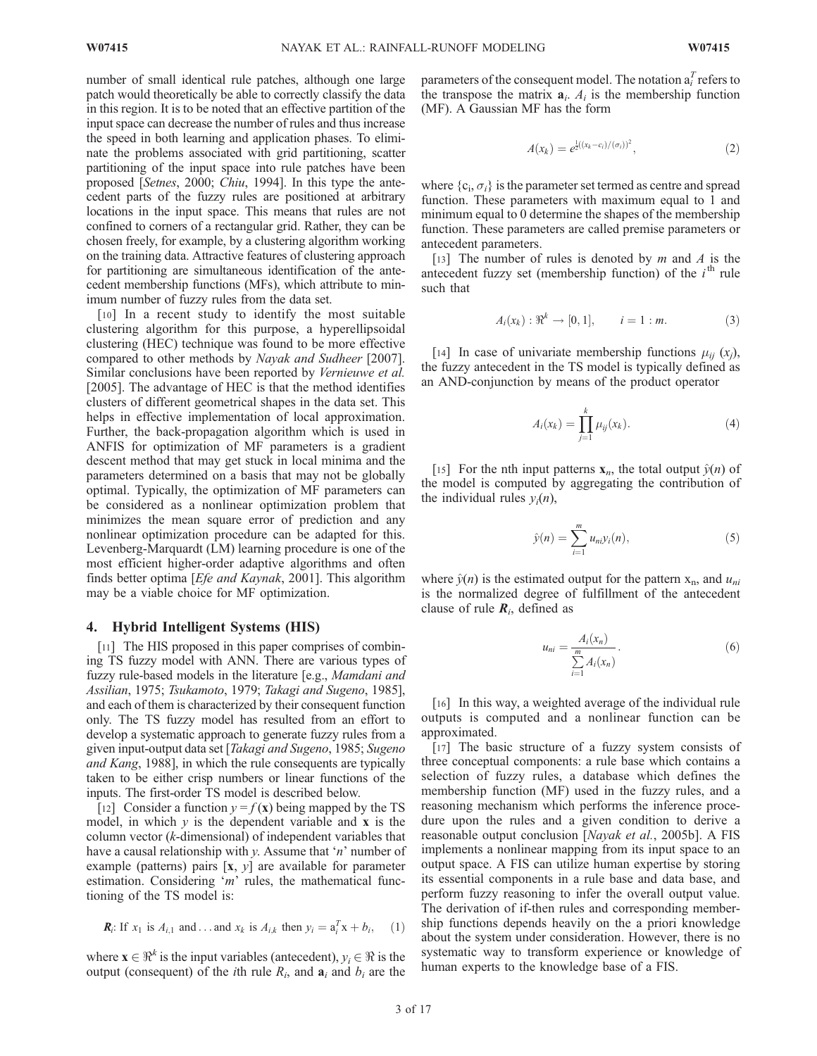number of small identical rule patches, although one large patch would theoretically be able to correctly classify the data in this region. It is to be noted that an effective partition of the input space can decrease the number of rules and thus increase the speed in both learning and application phases. To eliminate the problems associated with grid partitioning, scatter partitioning of the input space into rule patches have been proposed [*Setnes*, 2000; *Chiu*, 1994]. In this type the antecedent parts of the fuzzy rules are positioned at arbitrary locations in the input space. This means that rules are not confined to corners of a rectangular grid. Rather, they can be chosen freely, for example, by a clustering algorithm working on the training data. Attractive features of clustering approach for partitioning are simultaneous identification of the antecedent membership functions (MFs), which attribute to minimum number of fuzzy rules from the data set.

[10] In a recent study to identify the most suitable clustering algorithm for this purpose, a hyperellipsoidal clustering (HEC) technique was found to be more effective compared to other methods by *Nayak and Sudheer* [2007]. Similar conclusions have been reported by *Vernieuwe et al.* [2005]. The advantage of HEC is that the method identifies clusters of different geometrical shapes in the data set. This helps in effective implementation of local approximation. Further, the back-propagation algorithm which is used in ANFIS for optimization of MF parameters is a gradient descent method that may get stuck in local minima and the parameters determined on a basis that may not be globally optimal. Typically, the optimization of MF parameters can be considered as a nonlinear optimization problem that minimizes the mean square error of prediction and any nonlinear optimization procedure can be adapted for this. Levenberg-Marquardt (LM) learning procedure is one of the most efficient higher-order adaptive algorithms and often finds better optima [*Efe and Kaynak*, 2001]. This algorithm may be a viable choice for MF optimization.

## 4. Hybrid Intelligent Systems (HIS)

[11] The HIS proposed in this paper comprises of combining TS fuzzy model with ANN. There are various types of fuzzy rule-based models in the literature [e.g., *Mamdani and Assilian*, 1975; *Tsukamoto*, 1979; *Takagi and Sugeno*, 1985], and each of them is characterized by their consequent function only. The TS fuzzy model has resulted from an effort to develop a systematic approach to generate fuzzy rules from a given input-output data set [*Takagi and Sugeno*, 1985; *Sugeno and Kang*, 1988], in which the rule consequents are typically taken to be either crisp numbers or linear functions of the inputs. The first-order TS model is described below.

[12] Consider a function $y = f(\mathbf{x})$ being mapped by the TS model, in which $y$ is the dependent variable and $\mathbf{x}$ is the column vector ($k$-dimensional) of independent variables that have a causal relationship with $y$. Assume that '$n$' number of example (patterns) pairs $[\mathbf{x}, y]$ are available for parameter estimation. Considering '$m$' rules, the mathematical functioning of the TS model is:

$$\boldsymbol{R}_i\text{: If } x_1 \text{ is } A_{i,1} \text{ and} \ldots \text{and } x_k \text{ is } A_{i,k} \text{ then } y_i = \mathrm{a}_i^T \mathrm{x} + b_i, \quad (1)$$

where $\mathbf{x} \in \Re^k$ is the input variables (antecedent), $y_i \in \Re$ is the output (consequent) of the $i$th rule $R_i$, and $\mathbf{a}_i$ and $b_i$ are the parameters of the consequent model. The notation $\mathrm{a}_i^T$ refers to the transpose the matrix $\mathbf{a}_i$. $A_i$ is the membership function (MF). A Gaussian MF has the form

$$A(x_k) = e^{\frac{1}{2}((x_k - c_i)/(\sigma_i))^2}, \quad (2)$$

where $\{c_i, \sigma_i\}$ is the parameter set termed as centre and spread function. These parameters with maximum equal to 1 and minimum equal to 0 determine the shapes of the membership function. These parameters are called premise parameters or antecedent parameters.

[13] The number of rules is denoted by $m$ and $A$ is the antecedent fuzzy set (membership function) of the $i^{\text{th}}$ rule such that

$$A_i(x_k) : \Re^k \to [0, 1], \qquad i = 1 : m. \quad (3)$$

[14] In case of univariate membership functions $\mu_{ij}(x_j)$, the fuzzy antecedent in the TS model is typically defined as an AND-conjunction by means of the product operator

$$A_i(x_k) = \prod_{j=1}^{k} \mu_{ij}(x_k). \quad (4)$$

[15] For the nth input patterns $\mathbf{x}_n$, the total output $\hat{y}(n)$ of the model is computed by aggregating the contribution of the individual rules $y_i(n)$,

$$\hat{y}(n) = \sum_{i=1}^{m} u_{ni} y_i(n), \quad (5)$$

where $\hat{y}(n)$ is the estimated output for the pattern $\mathrm{x}_\mathrm{n}$, and $u_{ni}$ is the normalized degree of fulfillment of the antecedent clause of rule $\boldsymbol{R}_i$, defined as

$$u_{ni} = \frac{A_i(x_n)}{\sum_{i=1}^{m} A_i(x_n)}. \quad (6)$$

[16] In this way, a weighted average of the individual rule outputs is computed and a nonlinear function can be approximated.

[17] The basic structure of a fuzzy system consists of three conceptual components: a rule base which contains a selection of fuzzy rules, a database which defines the membership function (MF) used in the fuzzy rules, and a reasoning mechanism which performs the inference procedure upon the rules and a given condition to derive a reasonable output conclusion [*Nayak et al.*, 2005b]. A FIS implements a nonlinear mapping from its input space to an output space. A FIS can utilize human expertise by storing its essential components in a rule base and data base, and perform fuzzy reasoning to infer the overall output value. The derivation of if-then rules and corresponding membership functions depends heavily on the a priori knowledge about the system under consideration. However, there is no systematic way to transform experience or knowledge of human experts to the knowledge base of a FIS.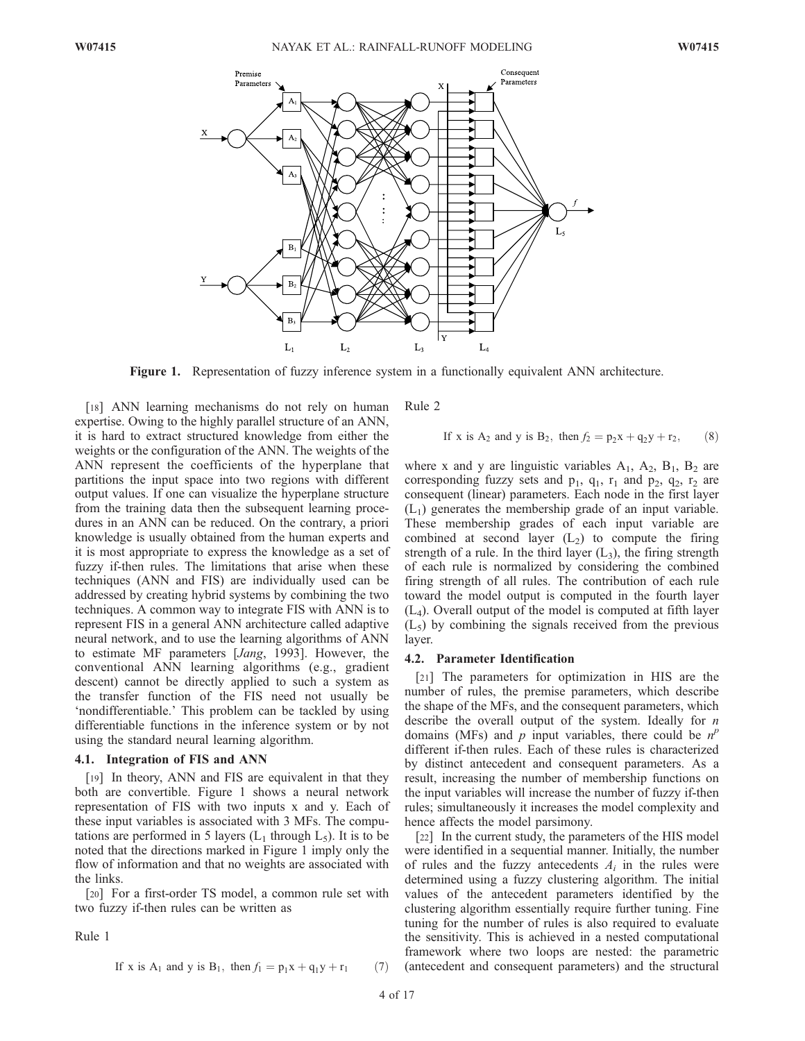**Figure 1.** Representation of fuzzy inference system in a functionally equivalent ANN architecture.

[18] ANN learning mechanisms do not rely on human expertise. Owing to the highly parallel structure of an ANN, it is hard to extract structured knowledge from either the weights or the configuration of the ANN. The weights of the ANN represent the coefficients of the hyperplane that partitions the input space into two regions with different output values. If one can visualize the hyperplane structure from the training data then the subsequent learning procedures in an ANN can be reduced. On the contrary, a priori knowledge is usually obtained from the human experts and it is most appropriate to express the knowledge as a set of fuzzy if-then rules. The limitations that arise when these techniques (ANN and FIS) are individually used can be addressed by creating hybrid systems by combining the two techniques. A common way to integrate FIS with ANN is to represent FIS in a general ANN architecture called adaptive neural network, and to use the learning algorithms of ANN to estimate MF parameters [*Jang*, 1993]. However, the conventional ANN learning algorithms (e.g., gradient descent) cannot be directly applied to such a system as the transfer function of the FIS need not usually be 'nondifferentiable.' This problem can be tackled by using differentiable functions in the inference system or by not using the standard neural learning algorithm.

### 4.1. Integration of FIS and ANN

[19] In theory, ANN and FIS are equivalent in that they both are convertible. Figure 1 shows a neural network representation of FIS with two inputs x and y. Each of these input variables is associated with 3 MFs. The computations are performed in 5 layers ($L_1$ through $L_5$). It is to be noted that the directions marked in Figure 1 imply only the flow of information and that no weights are associated with the links.

[20] For a first-order TS model, a common rule set with two fuzzy if-then rules can be written as

Rule 1

$$\text{If x is } A_1 \text{ and y is } B_1,\ \text{then } f_1 = p_1 x + q_1 y + r_1 \quad (7)$$

Rule 2

$$\text{If x is } A_2 \text{ and y is } B_2,\ \text{then } f_2 = p_2 x + q_2 y + r_2, \quad (8)$$

where x and y are linguistic variables $A_1$, $A_2$, $B_1$, $B_2$ are corresponding fuzzy sets and $p_1$, $q_1$, $r_1$ and $p_2$, $q_2$, $r_2$ are consequent (linear) parameters. Each node in the first layer ($L_1$) generates the membership grade of an input variable. These membership grades of each input variable are combined at second layer ($L_2$) to compute the firing strength of a rule. In the third layer ($L_3$), the firing strength of each rule is normalized by considering the combined firing strength of all rules. The contribution of each rule toward the model output is computed in the fourth layer ($L_4$). Overall output of the model is computed at fifth layer ($L_5$) by combining the signals received from the previous layer.

### 4.2. Parameter Identification

[21] The parameters for optimization in HIS are the number of rules, the premise parameters, which describe the shape of the MFs, and the consequent parameters, which describe the overall output of the system. Ideally for $n$ domains (MFs) and $p$ input variables, there could be $n^p$ different if-then rules. Each of these rules is characterized by distinct antecedent and consequent parameters. As a result, increasing the number of membership functions on the input variables will increase the number of fuzzy if-then rules; simultaneously it increases the model complexity and hence affects the model parsimony.

[22] In the current study, the parameters of the HIS model were identified in a sequential manner. Initially, the number of rules and the fuzzy antecedents $A_i$ in the rules were determined using a fuzzy clustering algorithm. The initial values of the antecedent parameters identified by the clustering algorithm essentially require further tuning. Fine tuning for the number of rules is also required to evaluate the sensitivity. This is achieved in a nested computational framework where two loops are nested: the parametric (antecedent and consequent parameters) and the structural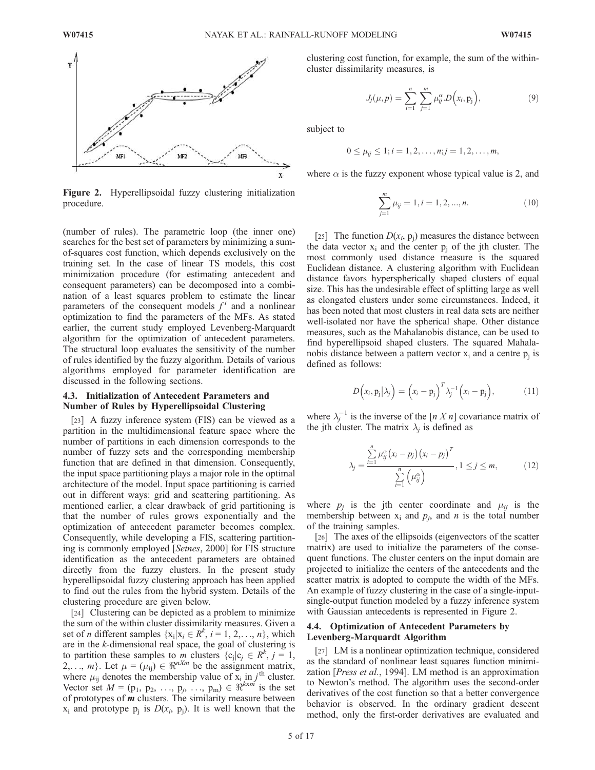Figure 2. Hyperellipsoidal fuzzy clustering initialization procedure.

(number of rules). The parametric loop (the inner one) searches for the best set of parameters by minimizing a sum-of-squares cost function, which depends exclusively on the training set. In the case of linear TS models, this cost minimization procedure (for estimating antecedent and consequent parameters) can be decomposed into a combination of a least squares problem to estimate the linear parameters of the consequent models $f^i$ and a nonlinear optimization to find the parameters of the MFs. As stated earlier, the current study employed Levenberg-Marquardt algorithm for the optimization of antecedent parameters. The structural loop evaluates the sensitivity of the number of rules identified by the fuzzy algorithm. Details of various algorithms employed for parameter identification are discussed in the following sections.

### 4.3. Initialization of Antecedent Parameters and Number of Rules by Hyperellipsoidal Clustering

[23] A fuzzy inference system (FIS) can be viewed as a partition in the multidimensional feature space where the number of partitions in each dimension corresponds to the number of fuzzy sets and the corresponding membership function that are defined in that dimension. Consequently, the input space partitioning plays a major role in the optimal architecture of the model. Input space partitioning is carried out in different ways: grid and scattering partitioning. As mentioned earlier, a clear drawback of grid partitioning is that the number of rules grows exponentially and the optimization of antecedent parameter becomes complex. Consequently, while developing a FIS, scattering partitioning is commonly employed [*Setnes*, 2000] for FIS structure identification as the antecedent parameters are obtained directly from the fuzzy clusters. In the present study hyperellipsoidal fuzzy clustering approach has been applied to find out the rules from the hybrid system. Details of the clustering procedure are given below.

[24] Clustering can be depicted as a problem to minimize the sum of the within cluster dissimilarity measures. Given a set of *n* different samples $\{x_i | x_i \in R^k, i = 1, 2, \ldots, n\}$, which are in the *k*-dimensional real space, the goal of clustering is to partition these samples to *m* clusters $\{c_j | c_j \in R^k, j = 1, 2, \ldots, m\}$. Let $\mu = (\mu_{ij}) \in \Re^{nXm}$ be the assignment matrix, where $\mu_{ij}$ denotes the membership value of $x_i$ in $j^{th}$ cluster. Vector set $M = (p_1, p_2, \ldots, p_j, \ldots, p_m) \in \Re^{kxm}$ is the set of prototypes of ***m*** clusters. The similarity measure between $x_i$ and prototype $p_j$ is $D(x_i, p_j)$. It is well known that the clustering cost function, for example, the sum of the within-cluster dissimilarity measures, is

$$J_j(\mu, p) = \sum_{i=1}^{n} \sum_{j=1}^{m} \mu_{ij}^{\alpha} . D\left(x_i, p_j\right), \tag{9}$$

subject to

$$0 \leq \mu_{ij} \leq 1; i = 1, 2, \ldots, n; j = 1, 2, \ldots, m,$$

where $\alpha$ is the fuzzy exponent whose typical value is 2, and

$$\sum_{j=1}^{m} \mu_{ij} = 1, i = 1, 2, ..., n. \tag{10}$$

[25] The function $D(x_i, p_j)$ measures the distance between the data vector $x_i$ and the center $p_j$ of the jth cluster. The most commonly used distance measure is the squared Euclidean distance. A clustering algorithm with Euclidean distance favors hyperspherically shaped clusters of equal size. This has the undesirable effect of splitting large as well as elongated clusters under some circumstances. Indeed, it has been noted that most clusters in real data sets are neither well-isolated nor have the spherical shape. Other distance measures, such as the Mahalanobis distance, can be used to find hyperellipsoid shaped clusters. The squared Mahalanobis distance between a pattern vector $x_i$ and a centre $p_j$ is defined as follows:

$$D\left(x_i, p_j | \lambda_j\right) = \left(x_i - p_j\right)^T \lambda_j^{-1} \left(x_i - p_j\right), \tag{11}$$

where $\lambda_j^{-1}$ is the inverse of the $[n\ X\ n]$ covariance matrix of the jth cluster. The matrix $\lambda_j$ is defined as

$$\lambda_j = \frac{\sum_{i=1}^{n} \mu_{ij}^{\alpha} \left(x_i - p_j\right)\left(x_i - p_j\right)^T}{\sum_{i=1}^{n} \left(\mu_{ij}^{\alpha}\right)}, 1 \leq j \leq m, \tag{12}$$

where $p_j$ is the jth center coordinate and $\mu_{ij}$ is the membership between $x_i$ and $p_j$, and *n* is the total number of the training samples.

[26] The axes of the ellipsoids (eigenvectors of the scatter matrix) are used to initialize the parameters of the consequent functions. The cluster centers on the input domain are projected to initialize the centers of the antecedents and the scatter matrix is adopted to compute the width of the MFs. An example of fuzzy clustering in the case of a single-input-single-output function modeled by a fuzzy inference system with Gaussian antecedents is represented in Figure 2.

### 4.4. Optimization of Antecedent Parameters by Levenberg-Marquardt Algorithm

[27] LM is a nonlinear optimization technique, considered as the standard of nonlinear least squares function minimization [*Press et al.*, 1994]. LM method is an approximation to Newton's method. The algorithm uses the second-order derivatives of the cost function so that a better convergence behavior is observed. In the ordinary gradient descent method, only the first-order derivatives are evaluated and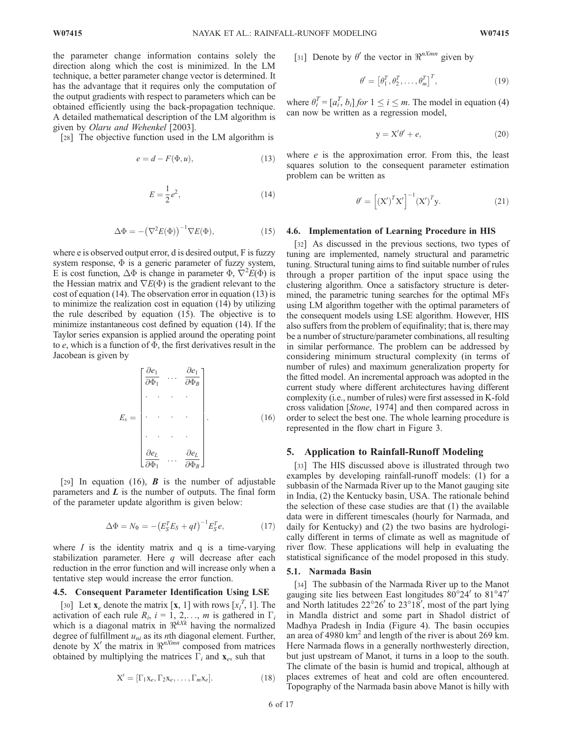the parameter change information contains solely the direction along which the cost is minimized. In the LM technique, a better parameter change vector is determined. It has the advantage that it requires only the computation of the output gradients with respect to parameters which can be obtained efficiently using the back-propagation technique. A detailed mathematical description of the LM algorithm is given by *Olaru and Wehenkel* [2003].

[28] The objective function used in the LM algorithm is

$$e = d - F(\Phi, u), \tag{13}$$

$$E = \frac{1}{2}e^2, \tag{14}$$

$$\Delta\Phi = -\left(\nabla^2 E(\Phi)\right)^{-1} \nabla E(\Phi), \tag{15}$$

where e is observed output error, d is desired output, F is fuzzy system response, $\Phi$ is a generic parameter of fuzzy system, E is cost function, $\Delta\Phi$ is change in parameter $\Phi$, $\nabla^2 E(\Phi)$ is the Hessian matrix and $\nabla E(\Phi)$ is the gradient relevant to the cost of equation (14). The observation error in equation (13) is to minimize the realization cost in equation (14) by utilizing the rule described by equation (15). The objective is to minimize instantaneous cost defined by equation (14). If the Taylor series expansion is applied around the operating point to $e$, which is a function of $\Phi$, the first derivatives result in the Jacobean is given by

$$E_s = \begin{bmatrix} \dfrac{\partial e_1}{\partial \Phi_1} & \cdots & \dfrac{\partial e_1}{\partial \Phi_B} \\ \cdot & \cdot & \cdot \\ \cdot & \cdot & \cdot \\ \cdot & \cdot & \cdot \\ \dfrac{\partial e_L}{\partial \Phi_1} & \cdots & \dfrac{\partial e_L}{\partial \Phi_B} \end{bmatrix}. \tag{16}$$

[29] In equation (16), $\boldsymbol{B}$ is the number of adjustable parameters and $\boldsymbol{L}$ is the number of outputs. The final form of the parameter update algorithm is given below:

$$\Delta\Phi = N_\Phi = -\left(E_S^T E_S + qI\right)^{-1} E_S^T e, \tag{17}$$

where $I$ is the identity matrix and q is a time-varying stabilization parameter. Here $q$ will decrease after each reduction in the error function and will increase only when a tentative step would increase the error function.

### 4.5. Consequent Parameter Identification Using LSE

[30] Let $\mathbf{x}_e$ denote the matrix $[\mathbf{x}, 1]$ with rows $[x_i^T, 1]$. The activation of each rule $R_i$, $i = 1, 2, \ldots, m$ is gathered in $\Gamma_i$ which is a diagonal matrix in $\Re^{kXk}$ having the normalized degree of fulfillment $u_{ni}$ as its $n$th diagonal element. Further, denote by $X'$ the matrix in $\Re^{nXmn}$ composed from matrices obtained by multiplying the matrices $\Gamma_i$ and $\mathbf{x}_e$, suh that

$$X' = [\Gamma_1 x_e, \Gamma_2 x_e, \ldots, \Gamma_m x_e]. \tag{18}$$

[31] Denote by $\theta'$ the vector in $\Re^{nXmn}$ given by

$$\theta' = \left[\theta_1^T, \theta_2^T, \ldots, \theta_m^T\right]^T, \tag{19}$$

where $\theta_i^T = [a_i^T, b_i]$ *for* $1 \leq i \leq m$. The model in equation (4) can now be written as a regression model,

$$y = X'\theta' + e, \tag{20}$$

where $e$ is the approximation error. From this, the least squares solution to the consequent parameter estimation problem can be written as

$$\theta' = \left[(X')^T X'\right]^{-1} (X')^T y. \tag{21}$$

### 4.6. Implementation of Learning Procedure in HIS

[32] As discussed in the previous sections, two types of tuning are implemented, namely structural and parametric tuning. Structural tuning aims to find suitable number of rules through a proper partition of the input space using the clustering algorithm. Once a satisfactory structure is determined, the parametric tuning searches for the optimal MFs using LM algorithm together with the optimal parameters of the consequent models using LSE algorithm. However, HIS also suffers from the problem of equifinality; that is, there may be a number of structure/parameter combinations, all resulting in similar performance. The problem can be addressed by considering minimum structural complexity (in terms of number of rules) and maximum generalization property for the fitted model. An incremental approach was adopted in the current study where different architectures having different complexity (i.e., number of rules) were first assessed in K-fold cross validation [*Stone*, 1974] and then compared across in order to select the best one. The whole learning procedure is represented in the flow chart in Figure 3.

## 5. Application to Rainfall-Runoff Modeling

[33] The HIS discussed above is illustrated through two examples by developing rainfall-runoff models: (1) for a subbasin of the Narmada River up to the Manot gauging site in India, (2) the Kentucky basin, USA. The rationale behind the selection of these case studies are that (1) the available data were in different timescales (hourly for Narmada, and daily for Kentucky) and (2) the two basins are hydrologically different in terms of climate as well as magnitude of river flow. These applications will help in evaluating the statistical significance of the model proposed in this study.

### 5.1. Narmada Basin

[34] The subbasin of the Narmada River up to the Manot gauging site lies between East longitudes 80°24′ to 81°47′ and North latitudes 22°26′ to 23°18′, most of the part lying in Mandla district and some part in Shadol district of Madhya Pradesh in India (Figure 4). The basin occupies an area of 4980 km$^2$ and length of the river is about 269 km. Here Narmada flows in a generally northwesterly direction, but just upstream of Manot, it turns in a loop to the south. The climate of the basin is humid and tropical, although at places extremes of heat and cold are often encountered. Topography of the Narmada basin above Manot is hilly with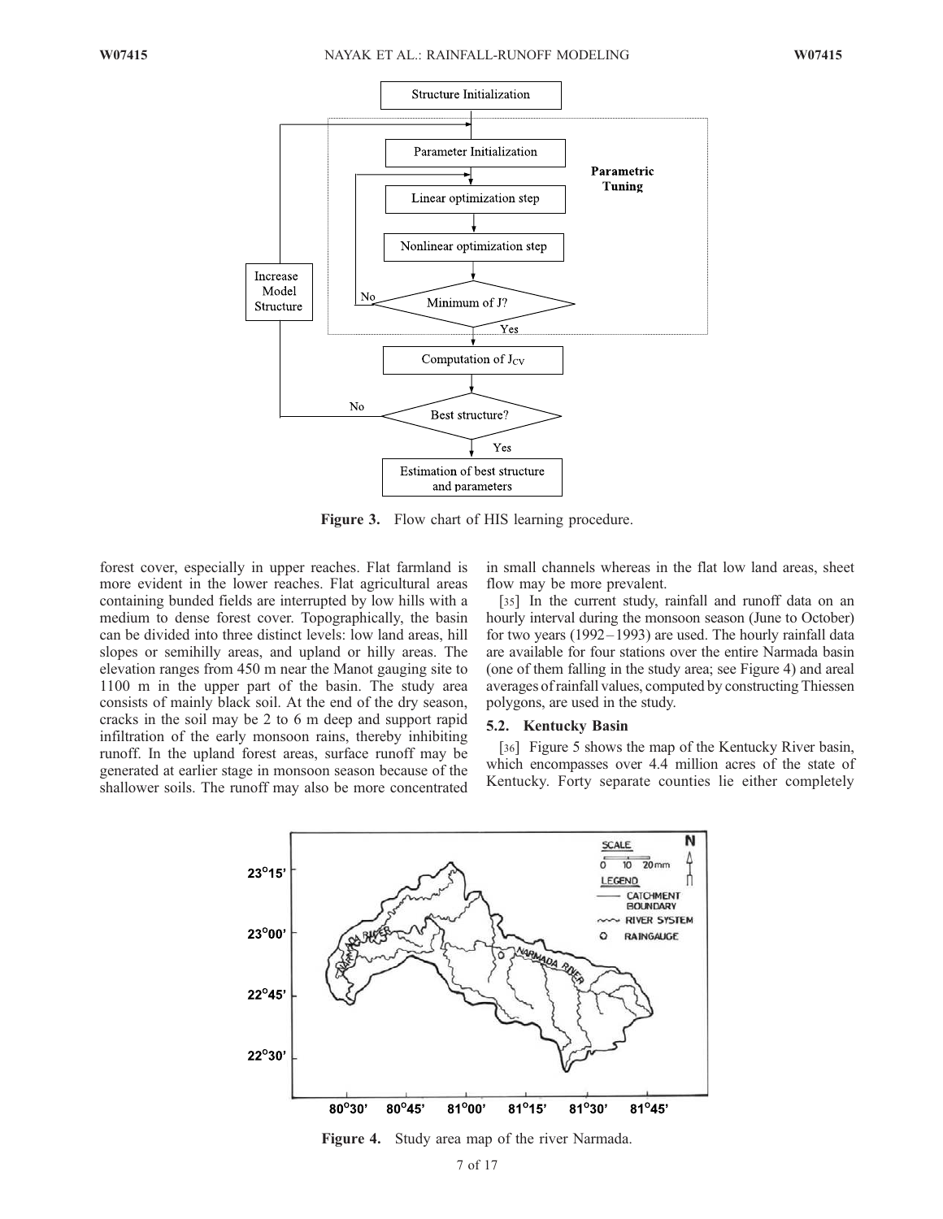Figure 3. Flow chart of HIS learning procedure.

forest cover, especially in upper reaches. Flat farmland is more evident in the lower reaches. Flat agricultural areas containing bunded fields are interrupted by low hills with a medium to dense forest cover. Topographically, the basin can be divided into three distinct levels: low land areas, hill slopes or semihilly areas, and upland or hilly areas. The elevation ranges from 450 m near the Manot gauging site to 1100 m in the upper part of the basin. The study area consists of mainly black soil. At the end of the dry season, cracks in the soil may be 2 to 6 m deep and support rapid infiltration of the early monsoon rains, thereby inhibiting runoff. In the upland forest areas, surface runoff may be generated at earlier stage in monsoon season because of the shallower soils. The runoff may also be more concentrated in small channels whereas in the flat low land areas, sheet flow may be more prevalent.

[35] In the current study, rainfall and runoff data on an hourly interval during the monsoon season (June to October) for two years (1992–1993) are used. The hourly rainfall data are available for four stations over the entire Narmada basin (one of them falling in the study area; see Figure 4) and areal averages of rainfall values, computed by constructing Thiessen polygons, are used in the study.

### 5.2. Kentucky Basin

[36] Figure 5 shows the map of the Kentucky River basin, which encompasses over 4.4 million acres of the state of Kentucky. Forty separate counties lie either completely

Figure 4. Study area map of the river Narmada.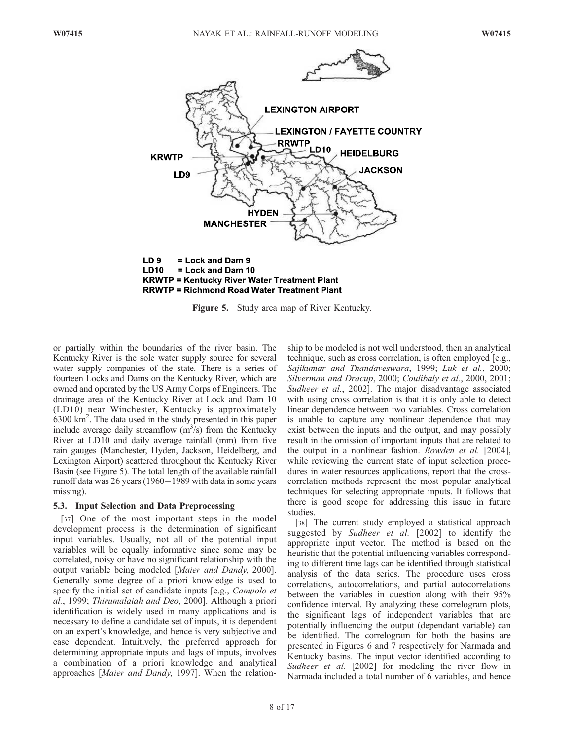LD 9 = Lock and Dam 9
LD10 = Lock and Dam 10
KRWTP = Kentucky River Water Treatment Plant
RRWTP = Richmond Road Water Treatment Plant

**Figure 5.** Study area map of River Kentucky.

or partially within the boundaries of the river basin. The Kentucky River is the sole water supply source for several water supply companies of the state. There is a series of fourteen Locks and Dams on the Kentucky River, which are owned and operated by the US Army Corps of Engineers. The drainage area of the Kentucky River at Lock and Dam 10 (LD10) near Winchester, Kentucky is approximately 6300 km$^2$. The data used in the study presented in this paper include average daily streamflow (m$^3$/s) from the Kentucky River at LD10 and daily average rainfall (mm) from five rain gauges (Manchester, Hyden, Jackson, Heidelberg, and Lexington Airport) scattered throughout the Kentucky River Basin (see Figure 5). The total length of the available rainfall runoff data was 26 years (1960–1989 with data in some years missing).

### 5.3. Input Selection and Data Preprocessing

[37] One of the most important steps in the model development process is the determination of significant input variables. Usually, not all of the potential input variables will be equally informative since some may be correlated, noisy or have no significant relationship with the output variable being modeled [*Maier and Dandy*, 2000]. Generally some degree of a priori knowledge is used to specify the initial set of candidate inputs [e.g., *Campolo et al.*, 1999; *Thirumalaiah and Deo*, 2000]. Although a priori identification is widely used in many applications and is necessary to define a candidate set of inputs, it is dependent on an expert's knowledge, and hence is very subjective and case dependent. Intuitively, the preferred approach for determining appropriate inputs and lags of inputs, involves a combination of a priori knowledge and analytical approaches [*Maier and Dandy*, 1997]. When the relationship to be modeled is not well understood, then an analytical technique, such as cross correlation, is often employed [e.g., *Sajikumar and Thandaveswara*, 1999; *Luk et al.*, 2000; *Silverman and Dracup*, 2000; *Coulibaly et al.*, 2000, 2001; *Sudheer et al.*, 2002]. The major disadvantage associated with using cross correlation is that it is only able to detect linear dependence between two variables. Cross correlation is unable to capture any nonlinear dependence that may exist between the inputs and the output, and may possibly result in the omission of important inputs that are related to the output in a nonlinear fashion. *Bowden et al.* [2004], while reviewing the current state of input selection procedures in water resources applications, report that the cross-correlation methods represent the most popular analytical techniques for selecting appropriate inputs. It follows that there is good scope for addressing this issue in future studies.

[38] The current study employed a statistical approach suggested by *Sudheer et al.* [2002] to identify the appropriate input vector. The method is based on the heuristic that the potential influencing variables corresponding to different time lags can be identified through statistical analysis of the data series. The procedure uses cross correlations, autocorrelations, and partial autocorrelations between the variables in question along with their 95% confidence interval. By analyzing these correlogram plots, the significant lags of independent variables that are potentially influencing the output (dependant variable) can be identified. The correlogram for both the basins are presented in Figures 6 and 7 respectively for Narmada and Kentucky basins. The input vector identified according to *Sudheer et al.* [2002] for modeling the river flow in Narmada included a total number of 6 variables, and hence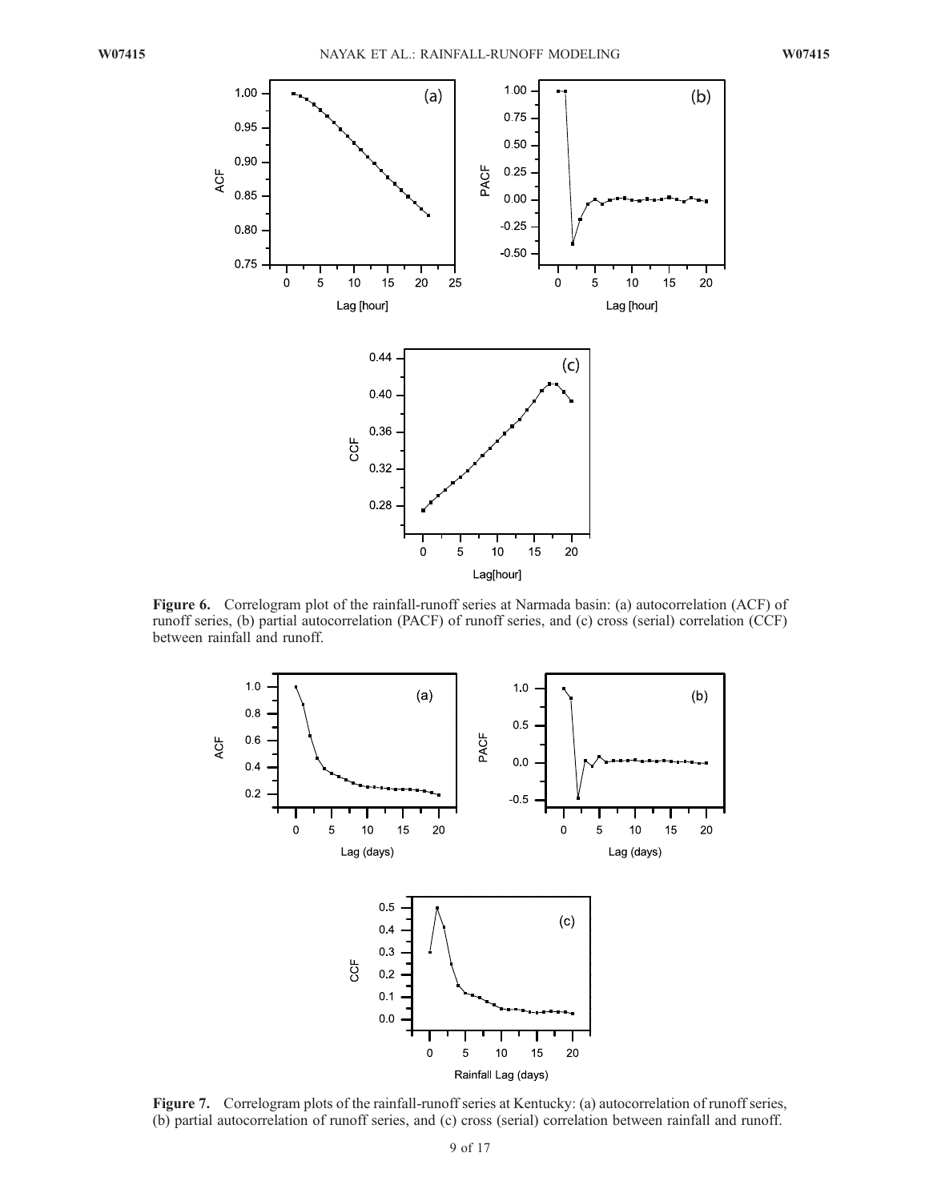**Figure 6.** Correlogram plot of the rainfall-runoff series at Narmada basin: (a) autocorrelation (ACF) of runoff series, (b) partial autocorrelation (PACF) of runoff series, and (c) cross (serial) correlation (CCF) between rainfall and runoff.

**Figure 7.** Correlogram plots of the rainfall-runoff series at Kentucky: (a) autocorrelation of runoff series, (b) partial autocorrelation of runoff series, and (c) cross (serial) correlation between rainfall and runoff.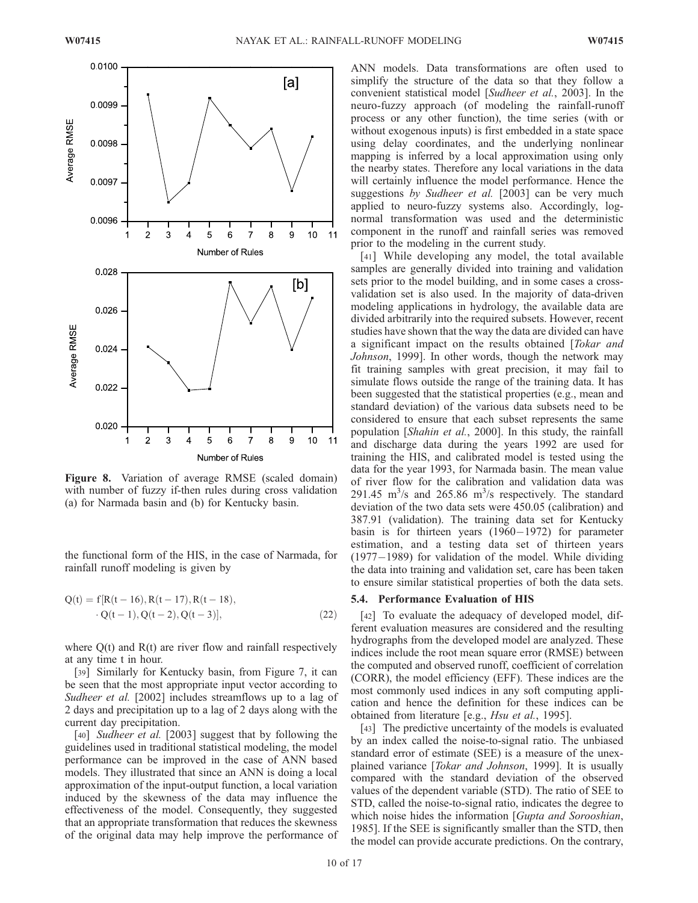Figure 8. Variation of average RMSE (scaled domain) with number of fuzzy if-then rules during cross validation (a) for Narmada basin and (b) for Kentucky basin.

the functional form of the HIS, in the case of Narmada, for rainfall runoff modeling is given by

$$
\begin{aligned}
Q(t) = f[&R(t-16), R(t-17), R(t-18), \\
&\cdot Q(t-1), Q(t-2), Q(t-3)],
\end{aligned} \tag{22}
$$

where Q(t) and R(t) are river flow and rainfall respectively at any time t in hour.

[39] Similarly for Kentucky basin, from Figure 7, it can be seen that the most appropriate input vector according to *Sudheer et al.* [2002] includes streamflows up to a lag of 2 days and precipitation up to a lag of 2 days along with the current day precipitation.

[40] *Sudheer et al.* [2003] suggest that by following the guidelines used in traditional statistical modeling, the model performance can be improved in the case of ANN based models. They illustrated that since an ANN is doing a local approximation of the input-output function, a local variation induced by the skewness of the data may influence the effectiveness of the model. Consequently, they suggested that an appropriate transformation that reduces the skewness of the original data may help improve the performance of ANN models. Data transformations are often used to simplify the structure of the data so that they follow a convenient statistical model [*Sudheer et al.*, 2003]. In the neuro-fuzzy approach (of modeling the rainfall-runoff process or any other function), the time series (with or without exogenous inputs) is first embedded in a state space using delay coordinates, and the underlying nonlinear mapping is inferred by a local approximation using only the nearby states. Therefore any local variations in the data will certainly influence the model performance. Hence the suggestions *by Sudheer et al.* [2003] can be very much applied to neuro-fuzzy systems also. Accordingly, log-normal transformation was used and the deterministic component in the runoff and rainfall series was removed prior to the modeling in the current study.

[41] While developing any model, the total available samples are generally divided into training and validation sets prior to the model building, and in some cases a cross-validation set is also used. In the majority of data-driven modeling applications in hydrology, the available data are divided arbitrarily into the required subsets. However, recent studies have shown that the way the data are divided can have a significant impact on the results obtained [*Tokar and Johnson*, 1999]. In other words, though the network may fit training samples with great precision, it may fail to simulate flows outside the range of the training data. It has been suggested that the statistical properties (e.g., mean and standard deviation) of the various data subsets need to be considered to ensure that each subset represents the same population [*Shahin et al.*, 2000]. In this study, the rainfall and discharge data during the years 1992 are used for training the HIS, and calibrated model is tested using the data for the year 1993, for Narmada basin. The mean value of river flow for the calibration and validation data was 291.45 $m^3/s$ and 265.86 $m^3/s$ respectively. The standard deviation of the two data sets were 450.05 (calibration) and 387.91 (validation). The training data set for Kentucky basin is for thirteen years (1960–1972) for parameter estimation, and a testing data set of thirteen years (1977–1989) for validation of the model. While dividing the data into training and validation set, care has been taken to ensure similar statistical properties of both the data sets.

### 5.4. Performance Evaluation of HIS

[42] To evaluate the adequacy of developed model, different evaluation measures are considered and the resulting hydrographs from the developed model are analyzed. These indices include the root mean square error (RMSE) between the computed and observed runoff, coefficient of correlation (CORR), the model efficiency (EFF). These indices are the most commonly used indices in any soft computing application and hence the definition for these indices can be obtained from literature [e.g., *Hsu et al.*, 1995].

[43] The predictive uncertainty of the models is evaluated by an index called the noise-to-signal ratio. The unbiased standard error of estimate (SEE) is a measure of the unexplained variance [*Tokar and Johnson*, 1999]. It is usually compared with the standard deviation of the observed values of the dependent variable (STD). The ratio of SEE to STD, called the noise-to-signal ratio, indicates the degree to which noise hides the information [*Gupta and Sorooshian*, 1985]. If the SEE is significantly smaller than the STD, then the model can provide accurate predictions. On the contrary,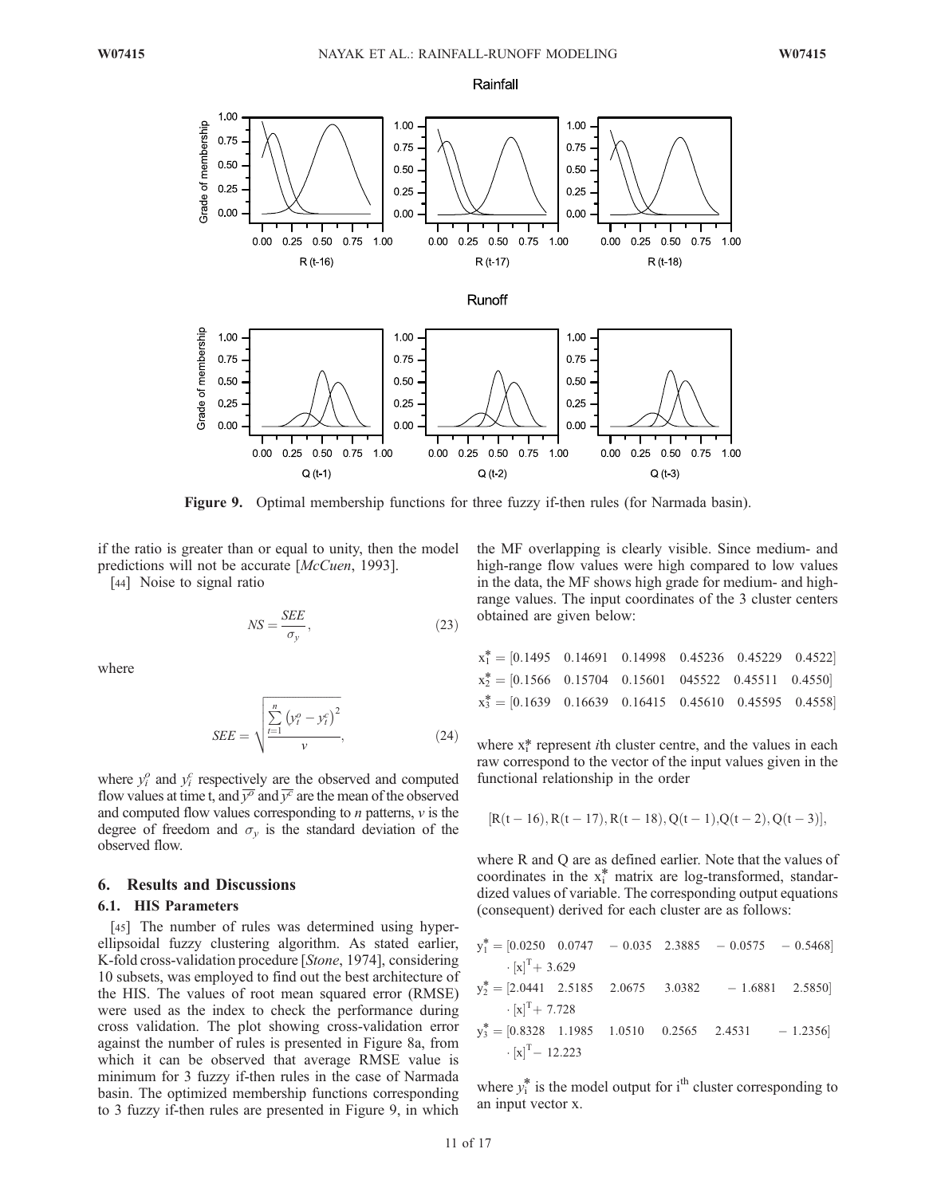Figure 9. Optimal membership functions for three fuzzy if-then rules (for Narmada basin).

if the ratio is greater than or equal to unity, then the model predictions will not be accurate [*McCuen*, 1993].

[44] Noise to signal ratio

$$NS = \frac{SEE}{\sigma_y}, \tag{23}$$

where

$$SEE = \sqrt{\frac{\sum_{t=1}^{n}\left(y_t^o - y_t^c\right)^2}{v}}, \tag{24}$$

where $y_i^o$ and $y_i^c$ respectively are the observed and computed flow values at time t, and $\overline{y^o}$ and $\overline{y^c}$ are the mean of the observed and computed flow values corresponding to *n* patterns, *v* is the degree of freedom and $\sigma_y$ is the standard deviation of the observed flow.

## 6. Results and Discussions

### 6.1. HIS Parameters

[45] The number of rules was determined using hyper-ellipsoidal fuzzy clustering algorithm. As stated earlier, K-fold cross-validation procedure [*Stone*, 1974], considering 10 subsets, was employed to find out the best architecture of the HIS. The values of root mean squared error (RMSE) were used as the index to check the performance during cross validation. The plot showing cross-validation error against the number of rules is presented in Figure 8a, from which it can be observed that average RMSE value is minimum for 3 fuzzy if-then rules in the case of Narmada basin. The optimized membership functions corresponding to 3 fuzzy if-then rules are presented in Figure 9, in which the MF overlapping is clearly visible. Since medium- and high-range flow values were high compared to low values in the data, the MF shows high grade for medium- and high-range values. The input coordinates of the 3 cluster centers obtained are given below:

$$x_1^* = [0.1495 \quad 0.14691 \quad 0.14998 \quad 0.45236 \quad 0.45229 \quad 0.4522]$$
$$x_2^* = [0.1566 \quad 0.15704 \quad 0.15601 \quad 045522 \quad 0.45511 \quad 0.4550]$$
$$x_3^* = [0.1639 \quad 0.16639 \quad 0.16415 \quad 0.45610 \quad 0.45595 \quad 0.4558]$$

where $x_i^*$ represent *i*th cluster centre, and the values in each raw correspond to the vector of the input values given in the functional relationship in the order

$$[R(t-16), R(t-17), R(t-18), Q(t-1), Q(t-2), Q(t-3)],$$

where R and Q are as defined earlier. Note that the values of coordinates in the $x_i^*$ matrix are log-transformed, standardized values of variable. The corresponding output equations (consequent) derived for each cluster are as follows:

$$y_1^* = [0.0250 \quad 0.0747 \quad -0.035 \quad 2.3885 \quad -0.0575 \quad -0.5468] \cdot [x]^T + 3.629$$
$$y_2^* = [2.0441 \quad 2.5185 \quad 2.0675 \quad 3.0382 \quad -1.6881 \quad 2.5850] \cdot [x]^T + 7.728$$
$$y_3^* = [0.8328 \quad 1.1985 \quad 1.0510 \quad 0.2565 \quad 2.4531 \quad -1.2356] \cdot [x]^T - 12.223$$

where $y_i^*$ is the model output for i[th] cluster corresponding to an input vector x.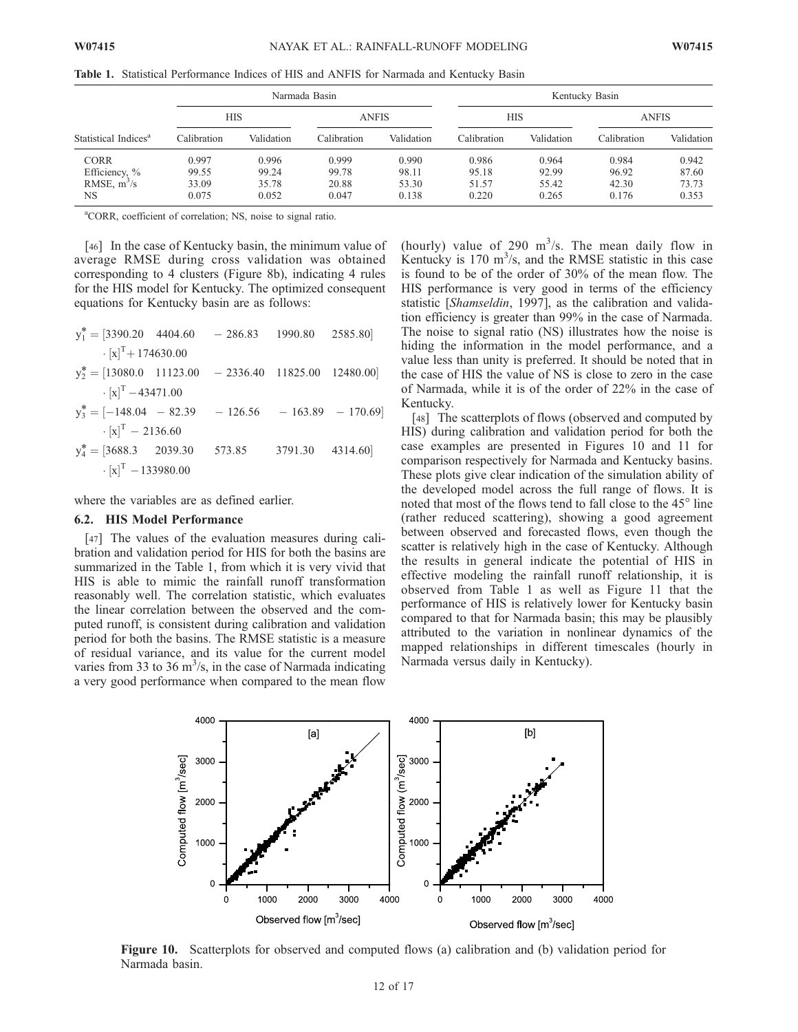**Table 1.** Statistical Performance Indices of HIS and ANFIS for Narmada and Kentucky Basin

| Statistical Indices[a] | Narmada Basin | | | | Kentucky Basin | | | |
|---|---|---|---|---|---|---|---|---|
| | HIS | | ANFIS | | HIS | | ANFIS | |
| | Calibration | Validation | Calibration | Validation | Calibration | Validation | Calibration | Validation |
| CORR | 0.997 | 0.996 | 0.999 | 0.990 | 0.986 | 0.964 | 0.984 | 0.942 |
| Efficiency, % | 99.55 | 99.24 | 99.78 | 98.11 | 95.18 | 92.99 | 96.92 | 87.60 |
| RMSE, $m^3/s$ | 33.09 | 35.78 | 20.88 | 53.30 | 51.57 | 55.42 | 42.30 | 73.73 |
| NS | 0.075 | 0.052 | 0.047 | 0.138 | 0.220 | 0.265 | 0.176 | 0.353 |

[a]CORR, coefficient of correlation; NS, noise to signal ratio.

[46] In the case of Kentucky basin, the minimum value of average RMSE during cross validation was obtained corresponding to 4 clusters (Figure 8b), indicating 4 rules for the HIS model for Kentucky. The optimized consequent equations for Kentucky basin are as follows:

$$y_1^* = [3390.20 \quad 4404.60 \quad -286.83 \quad 1990.80 \quad 2585.80] \cdot [x]^T + 174630.00$$

$$y_2^* = [13080.0 \quad 11123.00 \quad -2336.40 \quad 11825.00 \quad 12480.00] \cdot [x]^T - 43471.00$$

$$y_3^* = [-148.04 \quad -82.39 \quad -126.56 \quad -163.89 \quad -170.69] \cdot [x]^T - 2136.60$$

$$y_4^* = [3688.3 \quad 2039.30 \quad 573.85 \quad 3791.30 \quad 4314.60] \cdot [x]^T - 133980.00$$

where the variables are as defined earlier.

### 6.2. HIS Model Performance

[47] The values of the evaluation measures during calibration and validation period for HIS for both the basins are summarized in the Table 1, from which it is very vivid that HIS is able to mimic the rainfall runoff transformation reasonably well. The correlation statistic, which evaluates the linear correlation between the observed and the computed runoff, is consistent during calibration and validation period for both the basins. The RMSE statistic is a measure of residual variance, and its value for the current model varies from 33 to 36 $m^3/s$, in the case of Narmada indicating a very good performance when compared to the mean flow (hourly) value of 290 $m^3/s$. The mean daily flow in Kentucky is 170 $m^3/s$, and the RMSE statistic in this case is found to be of the order of 30% of the mean flow. The HIS performance is very good in terms of the efficiency statistic [*Shamseldin*, 1997], as the calibration and validation efficiency is greater than 99% in the case of Narmada. The noise to signal ratio (NS) illustrates how the noise is hiding the information in the model performance, and a value less than unity is preferred. It should be noted that in the case of HIS the value of NS is close to zero in the case of Narmada, while it is of the order of 22% in the case of Kentucky.

[48] The scatterplots of flows (observed and computed by HIS) during calibration and validation period for both the case examples are presented in Figures 10 and 11 for comparison respectively for Narmada and Kentucky basins. These plots give clear indication of the simulation ability of the developed model across the full range of flows. It is noted that most of the flows tend to fall close to the 45° line (rather reduced scattering), showing a good agreement between observed and forecasted flows, even though the scatter is relatively high in the case of Kentucky. Although the results in general indicate the potential of HIS in effective modeling the rainfall runoff relationship, it is observed from Table 1 as well as Figure 11 that the performance of HIS is relatively lower for Kentucky basin compared to that for Narmada basin; this may be plausibly attributed to the variation in nonlinear dynamics of the mapped relationships in different timescales (hourly in Narmada versus daily in Kentucky).

**Figure 10.** Scatterplots for observed and computed flows (a) calibration and (b) validation period for Narmada basin.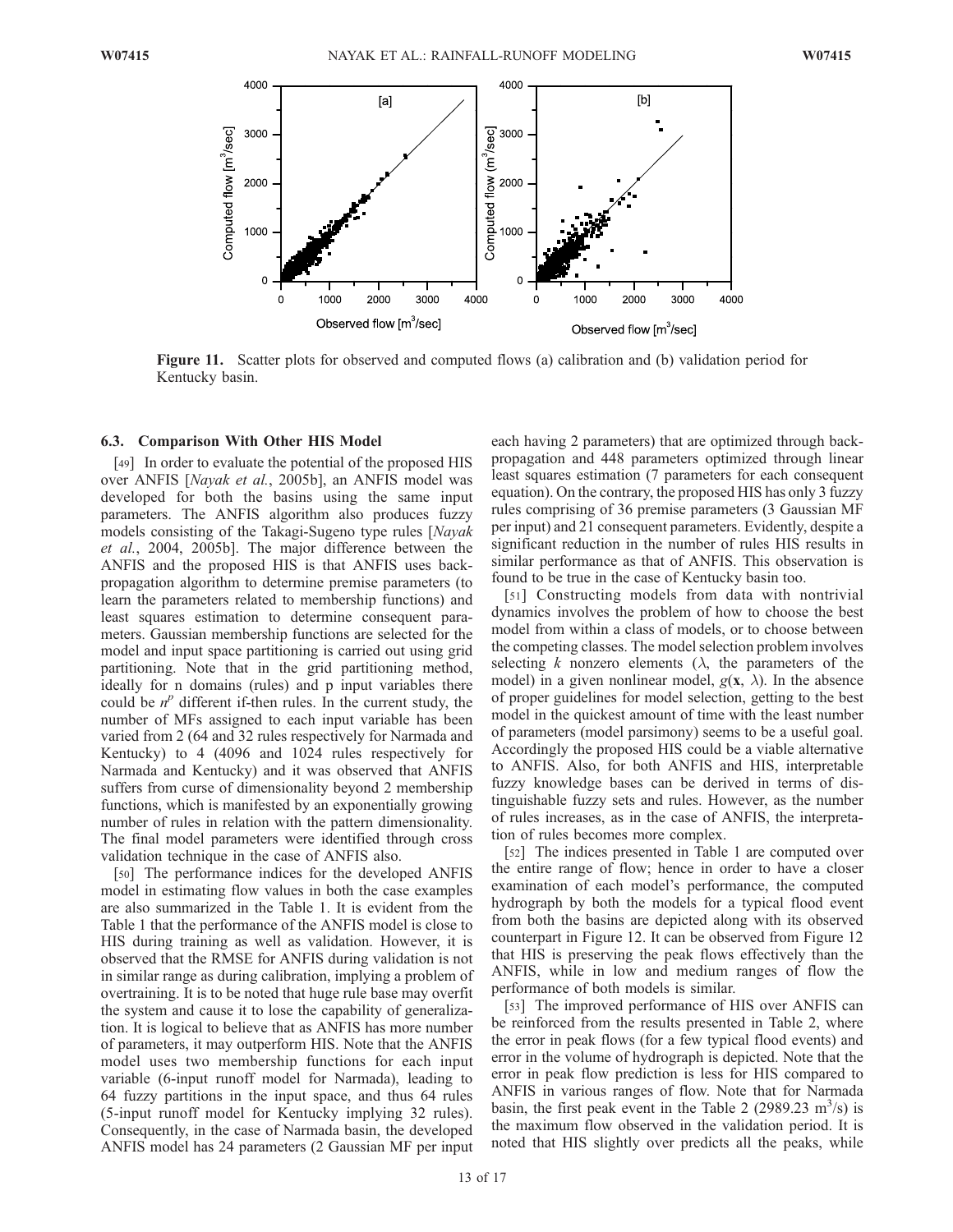Figure 11. Scatter plots for observed and computed flows (a) calibration and (b) validation period for Kentucky basin.

### 6.3. Comparison With Other HIS Model

[49] In order to evaluate the potential of the proposed HIS over ANFIS [*Nayak et al.*, 2005b], an ANFIS model was developed for both the basins using the same input parameters. The ANFIS algorithm also produces fuzzy models consisting of the Takagi-Sugeno type rules [*Nayak et al.*, 2004, 2005b]. The major difference between the ANFIS and the proposed HIS is that ANFIS uses back-propagation algorithm to determine premise parameters (to learn the parameters related to membership functions) and least squares estimation to determine consequent parameters. Gaussian membership functions are selected for the model and input space partitioning is carried out using grid partitioning. Note that in the grid partitioning method, ideally for n domains (rules) and p input variables there could be $n^p$ different if-then rules. In the current study, the number of MFs assigned to each input variable has been varied from 2 (64 and 32 rules respectively for Narmada and Kentucky) to 4 (4096 and 1024 rules respectively for Narmada and Kentucky) and it was observed that ANFIS suffers from curse of dimensionality beyond 2 membership functions, which is manifested by an exponentially growing number of rules in relation with the pattern dimensionality. The final model parameters were identified through cross validation technique in the case of ANFIS also.

[50] The performance indices for the developed ANFIS model in estimating flow values in both the case examples are also summarized in the Table 1. It is evident from the Table 1 that the performance of the ANFIS model is close to HIS during training as well as validation. However, it is observed that the RMSE for ANFIS during validation is not in similar range as during calibration, implying a problem of overtraining. It is to be noted that huge rule base may overfit the system and cause it to lose the capability of generalization. It is logical to believe that as ANFIS has more number of parameters, it may outperform HIS. Note that the ANFIS model uses two membership functions for each input variable (6-input runoff model for Narmada), leading to 64 fuzzy partitions in the input space, and thus 64 rules (5-input runoff model for Kentucky implying 32 rules). Consequently, in the case of Narmada basin, the developed ANFIS model has 24 parameters (2 Gaussian MF per input each having 2 parameters) that are optimized through back-propagation and 448 parameters optimized through linear least squares estimation (7 parameters for each consequent equation). On the contrary, the proposed HIS has only 3 fuzzy rules comprising of 36 premise parameters (3 Gaussian MF per input) and 21 consequent parameters. Evidently, despite a significant reduction in the number of rules HIS results in similar performance as that of ANFIS. This observation is found to be true in the case of Kentucky basin too.

[51] Constructing models from data with nontrivial dynamics involves the problem of how to choose the best model from within a class of models, or to choose between the competing classes. The model selection problem involves selecting $k$ nonzero elements ($\lambda$, the parameters of the model) in a given nonlinear model, $g(\mathbf{x}, \lambda)$. In the absence of proper guidelines for model selection, getting to the best model in the quickest amount of time with the least number of parameters (model parsimony) seems to be a useful goal. Accordingly the proposed HIS could be a viable alternative to ANFIS. Also, for both ANFIS and HIS, interpretable fuzzy knowledge bases can be derived in terms of distinguishable fuzzy sets and rules. However, as the number of rules increases, as in the case of ANFIS, the interpretation of rules becomes more complex.

[52] The indices presented in Table 1 are computed over the entire range of flow; hence in order to have a closer examination of each model's performance, the computed hydrograph by both the models for a typical flood event from both the basins are depicted along with its observed counterpart in Figure 12. It can be observed from Figure 12 that HIS is preserving the peak flows effectively than the ANFIS, while in low and medium ranges of flow the performance of both models is similar.

[53] The improved performance of HIS over ANFIS can be reinforced from the results presented in Table 2, where the error in peak flows (for a few typical flood events) and error in the volume of hydrograph is depicted. Note that the error in peak flow prediction is less for HIS compared to ANFIS in various ranges of flow. Note that for Narmada basin, the first peak event in the Table 2 (2989.23 $m^3$/s) is the maximum flow observed in the validation period. It is noted that HIS slightly over predicts all the peaks, while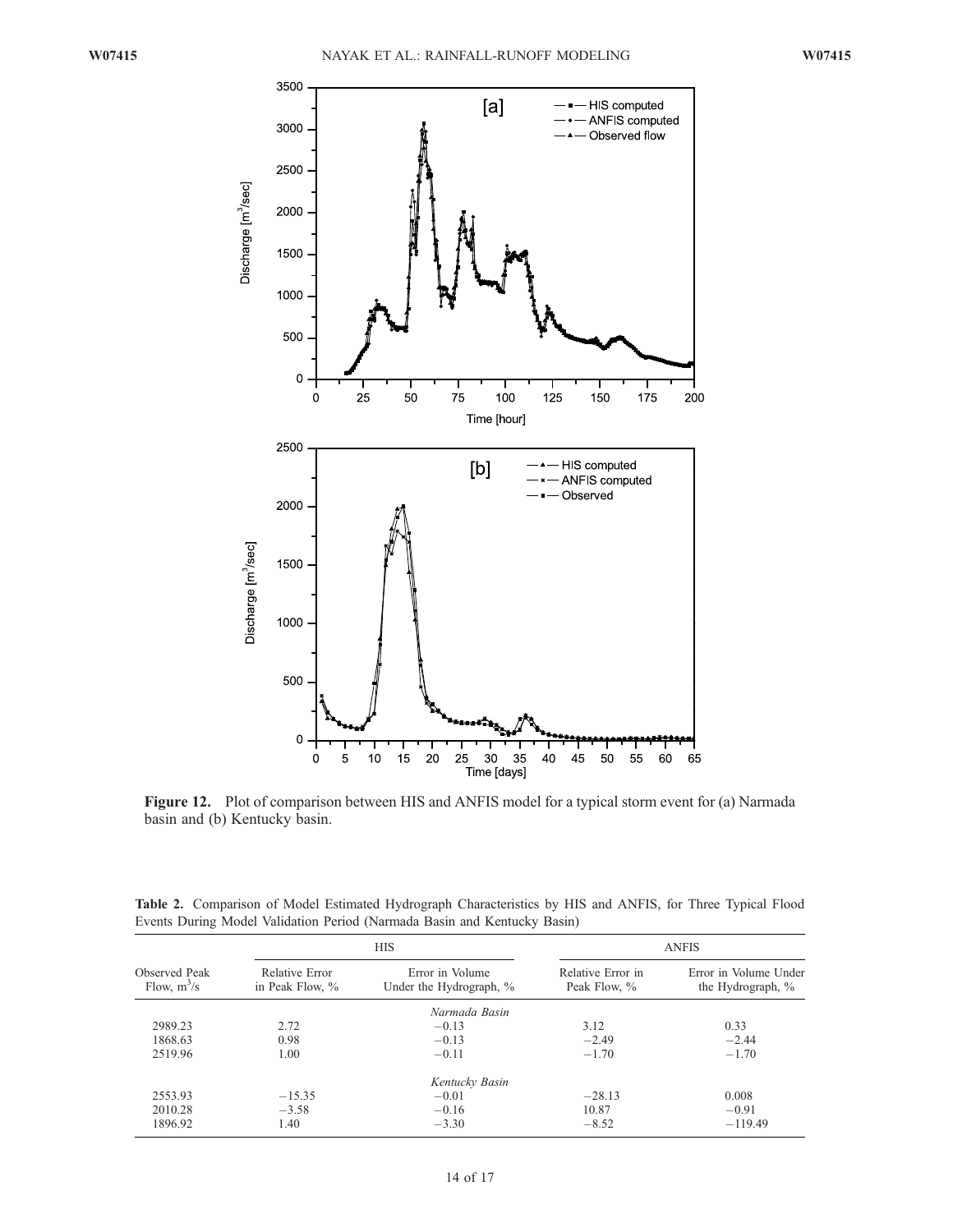**Figure 12.** Plot of comparison between HIS and ANFIS model for a typical storm event for (a) Narmada basin and (b) Kentucky basin.

**Table 2.** Comparison of Model Estimated Hydrograph Characteristics by HIS and ANFIS, for Three Typical Flood Events During Model Validation Period (Narmada Basin and Kentucky Basin)

| Observed Peak Flow, $m^3/s$ | HIS | | ANFIS | |
|---|---|---|---|---|
| | Relative Error in Peak Flow, % | Error in Volume Under the Hydrograph, % | Relative Error in Peak Flow, % | Error in Volume Under the Hydrograph, % |
| | | *Narmada Basin* | | |
| 2989.23 | 2.72 | −0.13 | 3.12 | 0.33 |
| 1868.63 | 0.98 | −0.13 | −2.49 | −2.44 |
| 2519.96 | 1.00 | −0.11 | −1.70 | −1.70 |
| | | *Kentucky Basin* | | |
| 2553.93 | −15.35 | −0.01 | −28.13 | 0.008 |
| 2010.28 | −3.58 | −0.16 | 10.87 | −0.91 |
| 1896.92 | 1.40 | −3.30 | −8.52 | −119.49 |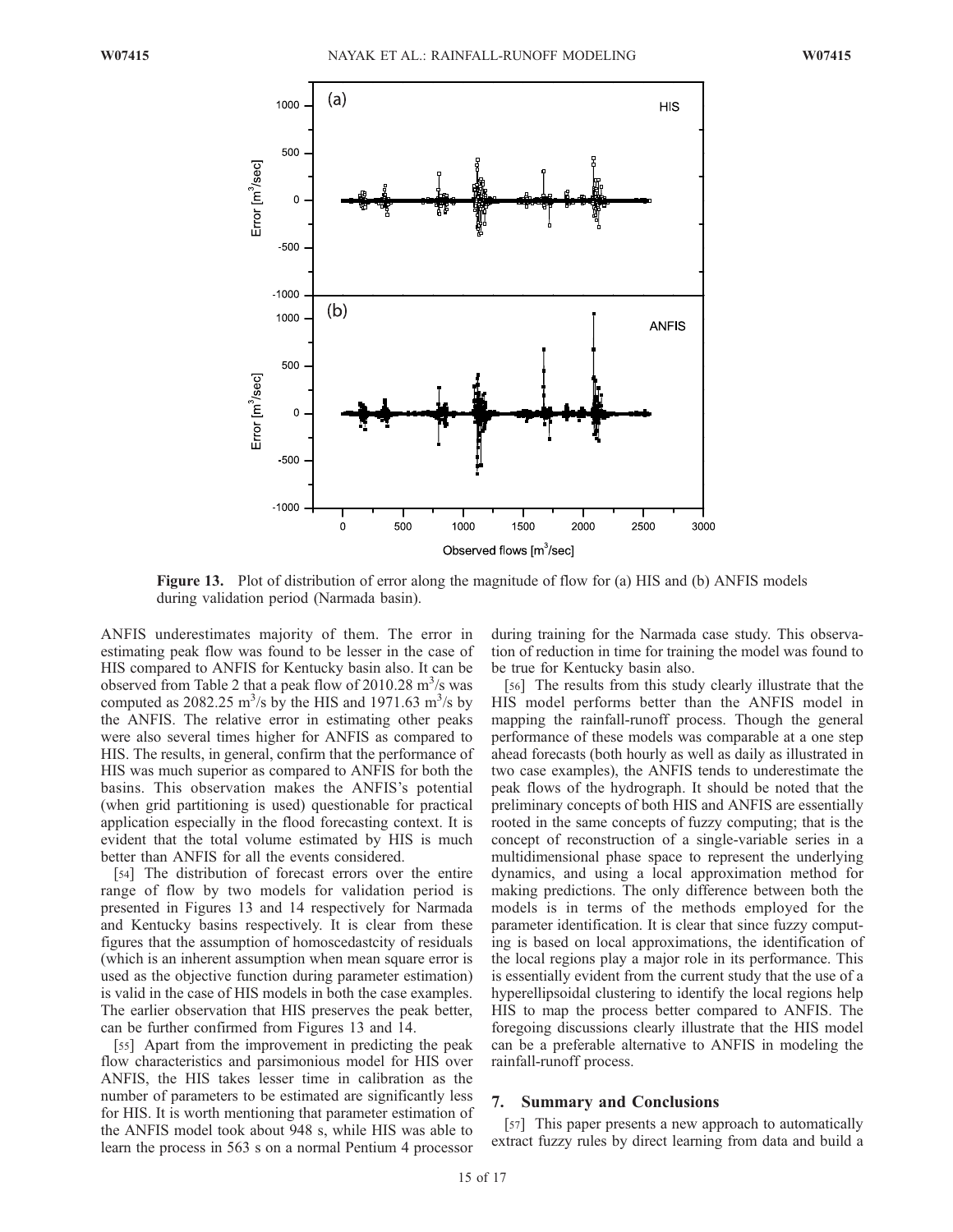(a)

HIS

1000

500

0

-500

-1000

Error [m$^3$/sec]

(b)

ANFIS

1000

500

0

-500

-1000

Error [m$^3$/sec]

0 500 1000 1500 2000 2500 3000

Observed flows [m$^3$/sec]

**Figure 13.** Plot of distribution of error along the magnitude of flow for (a) HIS and (b) ANFIS models during validation period (Narmada basin).

ANFIS underestimates majority of them. The error in estimating peak flow was found to be lesser in the case of HIS compared to ANFIS for Kentucky basin also. It can be observed from Table 2 that a peak flow of 2010.28 m$^3$/s was computed as 2082.25 m$^3$/s by the HIS and 1971.63 m$^3$/s by the ANFIS. The relative error in estimating other peaks were also several times higher for ANFIS as compared to HIS. The results, in general, confirm that the performance of HIS was much superior as compared to ANFIS for both the basins. This observation makes the ANFIS's potential (when grid partitioning is used) questionable for practical application especially in the flood forecasting context. It is evident that the total volume estimated by HIS is much better than ANFIS for all the events considered.

[54] The distribution of forecast errors over the entire range of flow by two models for validation period is presented in Figures 13 and 14 respectively for Narmada and Kentucky basins respectively. It is clear from these figures that the assumption of homoscedastcity of residuals (which is an inherent assumption when mean square error is used as the objective function during parameter estimation) is valid in the case of HIS models in both the case examples. The earlier observation that HIS preserves the peak better, can be further confirmed from Figures 13 and 14.

[55] Apart from the improvement in predicting the peak flow characteristics and parsimonious model for HIS over ANFIS, the HIS takes lesser time in calibration as the number of parameters to be estimated are significantly less for HIS. It is worth mentioning that parameter estimation of the ANFIS model took about 948 s, while HIS was able to learn the process in 563 s on a normal Pentium 4 processor during training for the Narmada case study. This observation of reduction in time for training the model was found to be true for Kentucky basin also.

[56] The results from this study clearly illustrate that the HIS model performs better than the ANFIS model in mapping the rainfall-runoff process. Though the general performance of these models was comparable at a one step ahead forecasts (both hourly as well as daily as illustrated in two case examples), the ANFIS tends to underestimate the peak flows of the hydrograph. It should be noted that the preliminary concepts of both HIS and ANFIS are essentially rooted in the same concepts of fuzzy computing; that is the concept of reconstruction of a single-variable series in a multidimensional phase space to represent the underlying dynamics, and using a local approximation method for making predictions. The only difference between both the models is in terms of the methods employed for the parameter identification. It is clear that since fuzzy computing is based on local approximations, the identification of the local regions play a major role in its performance. This is essentially evident from the current study that the use of a hyperellipsoidal clustering to identify the local regions help HIS to map the process better compared to ANFIS. The foregoing discussions clearly illustrate that the HIS model can be a preferable alternative to ANFIS in modeling the rainfall-runoff process.

## 7. Summary and Conclusions

[57] This paper presents a new approach to automatically extract fuzzy rules by direct learning from data and build a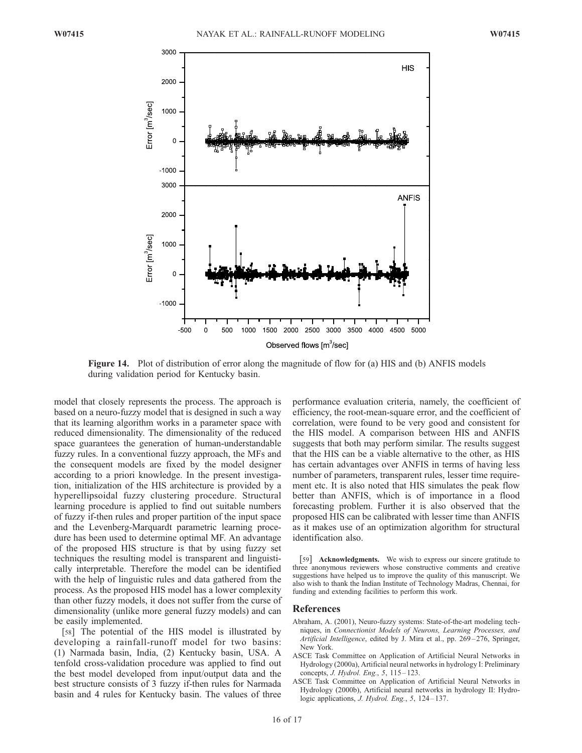HIS

ANFIS

Error [m$^3$/sec]

3000
2000
1000
0
-1000

Observed flows [m$^3$/sec]

-500 0 500 1000 1500 2000 2500 3000 3500 4000 4500 5000

**Figure 14.** Plot of distribution of error along the magnitude of flow for (a) HIS and (b) ANFIS models during validation period for Kentucky basin.

model that closely represents the process. The approach is based on a neuro-fuzzy model that is designed in such a way that its learning algorithm works in a parameter space with reduced dimensionality. The dimensionality of the reduced space guarantees the generation of human-understandable fuzzy rules. In a conventional fuzzy approach, the MFs and the consequent models are fixed by the model designer according to a priori knowledge. In the present investigation, initialization of the HIS architecture is provided by a hyperellipsoidal fuzzy clustering procedure. Structural learning procedure is applied to find out suitable numbers of fuzzy if-then rules and proper partition of the input space and the Levenberg-Marquardt parametric learning procedure has been used to determine optimal MF. An advantage of the proposed HIS structure is that by using fuzzy set techniques the resulting model is transparent and linguistically interpretable. Therefore the model can be identified with the help of linguistic rules and data gathered from the process. As the proposed HIS model has a lower complexity than other fuzzy models, it does not suffer from the curse of dimensionality (unlike more general fuzzy models) and can be easily implemented.

[58] The potential of the HIS model is illustrated by developing a rainfall-runoff model for two basins: (1) Narmada basin, India, (2) Kentucky basin, USA. A tenfold cross-validation procedure was applied to find out the best model developed from input/output data and the best structure consists of 3 fuzzy if-then rules for Narmada basin and 4 rules for Kentucky basin. The values of three performance evaluation criteria, namely, the coefficient of efficiency, the root-mean-square error, and the coefficient of correlation, were found to be very good and consistent for the HIS model. A comparison between HIS and ANFIS suggests that both may perform similar. The results suggest that the HIS can be a viable alternative to the other, as HIS has certain advantages over ANFIS in terms of having less number of parameters, transparent rules, lesser time requirement etc. It is also noted that HIS simulates the peak flow better than ANFIS, which is of importance in a flood forecasting problem. Further it is also observed that the proposed HIS can be calibrated with lesser time than ANFIS as it makes use of an optimization algorithm for structural identification also.

[59] **Acknowledgments.** We wish to express our sincere gratitude to three anonymous reviewers whose constructive comments and creative suggestions have helped us to improve the quality of this manuscript. We also wish to thank the Indian Institute of Technology Madras, Chennai, for funding and extending facilities to perform this work.

## References

Abraham, A. (2001), Neuro-fuzzy systems: State-of-the-art modeling techniques, in *Connectionist Models of Neurons, Learning Processes, and Artificial Intelligence*, edited by J. Mira et al., pp. 269–276, Springer, New York.

ASCE Task Committee on Application of Artificial Neural Networks in Hydrology (2000a), Artificial neural networks in hydrology I: Preliminary concepts, *J. Hydrol. Eng.*, *5*, 115–123.

ASCE Task Committee on Application of Artificial Neural Networks in Hydrology (2000b), Artificial neural networks in hydrology II: Hydrologic applications, *J. Hydrol. Eng.*, *5*, 124–137.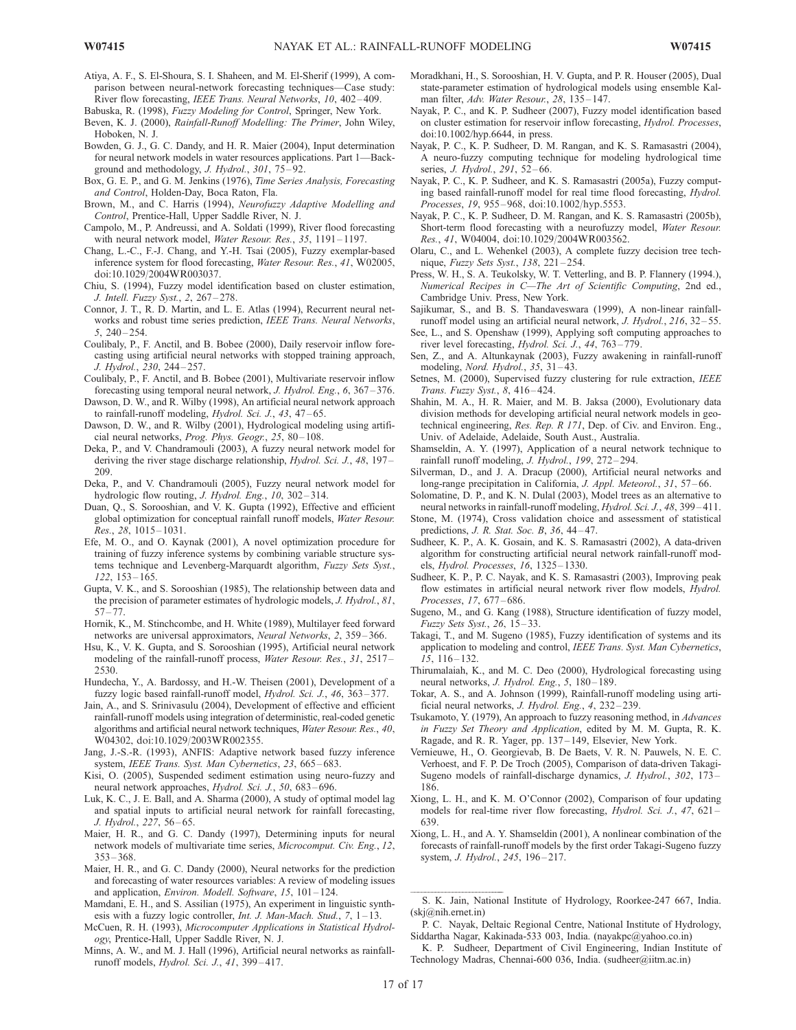Atiya, A. F., S. El-Shoura, S. I. Shaheen, and M. El-Sherif (1999), A comparison between neural-network forecasting techniques—Case study: River flow forecasting, *IEEE Trans. Neural Networks*, *10*, 402–409.

Babuska, R. (1998), *Fuzzy Modeling for Control*, Springer, New York.

Beven, K. J. (2000), *Rainfall-Runoff Modelling: The Primer*, John Wiley, Hoboken, N. J.

Bowden, G. J., G. C. Dandy, and H. R. Maier (2004), Input determination for neural network models in water resources applications. Part 1—Background and methodology, *J. Hydrol.*, *301*, 75–92.

Box, G. E. P., and G. M. Jenkins (1976), *Time Series Analysis, Forecasting and Control*, Holden-Day, Boca Raton, Fla.

Brown, M., and C. Harris (1994), *Neurofuzzy Adaptive Modelling and Control*, Prentice-Hall, Upper Saddle River, N. J.

Campolo, M., P. Andreussi, and A. Soldati (1999), River flood forecasting with neural network model, *Water Resour. Res.*, *35*, 1191–1197.

Chang, L.-C., F.-J. Chang, and Y.-H. Tsai (2005), Fuzzy exemplar-based inference system for flood forecasting, *Water Resour. Res.*, *41*, W02005, doi:10.1029/2004WR003037.

Chiu, S. (1994), Fuzzy model identification based on cluster estimation, *J. Intell. Fuzzy Syst.*, *2*, 267–278.

Connor, J. T., R. D. Martin, and L. E. Atlas (1994), Recurrent neural networks and robust time series prediction, *IEEE Trans. Neural Networks*, *5*, 240–254.

Coulibaly, P., F. Anctil, and B. Bobee (2000), Daily reservoir inflow forecasting using artificial neural networks with stopped training approach, *J. Hydrol.*, *230*, 244–257.

Coulibaly, P., F. Anctil, and B. Bobee (2001), Multivariate reservoir inflow forecasting using temporal neural network, *J. Hydrol. Eng.*, *6*, 367–376.

Dawson, D. W., and R. Wilby (1998), An artificial neural network approach to rainfall-runoff modeling, *Hydrol. Sci. J.*, *43*, 47–65.

Dawson, D. W., and R. Wilby (2001), Hydrological modeling using artificial neural networks, *Prog. Phys. Geogr.*, *25*, 80–108.

Deka, P., and V. Chandramouli (2003), A fuzzy neural network model for deriving the river stage discharge relationship, *Hydrol. Sci. J.*, *48*, 197–209.

Deka, P., and V. Chandramouli (2005), Fuzzy neural network model for hydrologic flow routing, *J. Hydrol. Eng.*, *10*, 302–314.

Duan, Q., S. Sorooshian, and V. K. Gupta (1992), Effective and efficient global optimization for conceptual rainfall runoff models, *Water Resour. Res.*, *28*, 1015–1031.

Efe, M. O., and O. Kaynak (2001), A novel optimization procedure for training of fuzzy inference systems by combining variable structure systems technique and Levenberg-Marquardt algorithm, *Fuzzy Sets Syst.*, *122*, 153–165.

Gupta, V. K., and S. Sorooshian (1985), The relationship between data and the precision of parameter estimates of hydrologic models, *J. Hydrol.*, *81*, 57–77.

Hornik, K., M. Stinchcombe, and H. White (1989), Multilayer feed forward networks are universal approximators, *Neural Networks*, *2*, 359–366.

Hsu, K., V. K. Gupta, and S. Sorooshian (1995), Artificial neural network modeling of the rainfall-runoff process, *Water Resour. Res.*, *31*, 2517–2530.

Hundecha, Y., A. Bardossy, and H.-W. Theisen (2001), Development of a fuzzy logic based rainfall-runoff model, *Hydrol. Sci. J.*, *46*, 363–377.

Jain, A., and S. Srinivasulu (2004), Development of effective and efficient rainfall-runoff models using integration of deterministic, real-coded genetic algorithms and artificial neural network techniques, *Water Resour. Res.*, *40*, W04302, doi:10.1029/2003WR002355.

Jang, J.-S.-R. (1993), ANFIS: Adaptive network based fuzzy inference system, *IEEE Trans. Syst. Man Cybernetics*, *23*, 665–683.

Kisi, O. (2005), Suspended sediment estimation using neuro-fuzzy and neural network approaches, *Hydrol. Sci. J.*, *50*, 683–696.

Luk, K. C., J. E. Ball, and A. Sharma (2000), A study of optimal model lag and spatial inputs to artificial neural network for rainfall forecasting, *J. Hydrol.*, *227*, 56–65.

Maier, H. R., and G. C. Dandy (1997), Determining inputs for neural network models of multivariate time series, *Microcomput. Civ. Eng.*, *12*, 353–368.

Maier, H. R., and G. C. Dandy (2000), Neural networks for the prediction and forecasting of water resources variables: A review of modeling issues and application, *Environ. Modell. Software*, *15*, 101–124.

Mamdani, E. H., and S. Assilian (1975), An experiment in linguistic synthesis with a fuzzy logic controller, *Int. J. Man-Mach. Stud.*, *7*, 1–13.

McCuen, R. H. (1993), *Microcomputer Applications in Statistical Hydrology*, Prentice-Hall, Upper Saddle River, N. J.

Minns, A. W., and M. J. Hall (1996), Artificial neural networks as rainfall-runoff models, *Hydrol. Sci. J.*, *41*, 399–417.

Moradkhani, H., S. Sorooshian, H. V. Gupta, and P. R. Houser (2005), Dual state-parameter estimation of hydrological models using ensemble Kalman filter, *Adv. Water Resour.*, *28*, 135–147.

Nayak, P. C., and K. P. Sudheer (2007), Fuzzy model identification based on cluster estimation for reservoir inflow forecasting, *Hydrol. Processes*, doi:10.1002/hyp.6644, in press.

Nayak, P. C., K. P. Sudheer, D. M. Rangan, and K. S. Ramasastri (2004), A neuro-fuzzy computing technique for modeling hydrological time series, *J. Hydrol.*, *291*, 52–66.

Nayak, P. C., K. P. Sudheer, and K. S. Ramasastri (2005a), Fuzzy computing based rainfall-runoff model for real time flood forecasting, *Hydrol. Processes*, *19*, 955–968, doi:10.1002/hyp.5553.

Nayak, P. C., K. P. Sudheer, D. M. Rangan, and K. S. Ramasastri (2005b), Short-term flood forecasting with a neurofuzzy model, *Water Resour. Res.*, *41*, W04004, doi:10.1029/2004WR003562.

Olaru, C., and L. Wehenkel (2003), A complete fuzzy decision tree technique, *Fuzzy Sets Syst.*, *138*, 221–254.

Press, W. H., S. A. Teukolsky, W. T. Vetterling, and B. P. Flannery (1994.), *Numerical Recipes in C—The Art of Scientific Computing*, 2nd ed., Cambridge Univ. Press, New York.

Sajikumar, S., and B. S. Thandaveswara (1999), A non-linear rainfall-runoff model using an artificial neural network, *J. Hydrol.*, *216*, 32–55.

See, L., and S. Openshaw (1999), Applying soft computing approaches to river level forecasting, *Hydrol. Sci. J.*, *44*, 763–779.

Sen, Z., and A. Altunkaynak (2003), Fuzzy awakening in rainfall-runoff modeling, *Nord. Hydrol.*, *35*, 31–43.

Setnes, M. (2000), Supervised fuzzy clustering for rule extraction, *IEEE Trans. Fuzzy Syst.*, *8*, 416–424.

Shahin, M. A., H. R. Maier, and M. B. Jaksa (2000), Evolutionary data division methods for developing artificial neural network models in geotechnical engineering, *Res. Rep. R 171*, Dep. of Civ. and Environ. Eng., Univ. of Adelaide, Adelaide, South Aust., Australia.

Shamseldin, A. Y. (1997), Application of a neural network technique to rainfall runoff modeling, *J. Hydrol.*, *199*, 272–294.

Silverman, D., and J. A. Dracup (2000), Artificial neural networks and long-range precipitation in California, *J. Appl. Meteorol.*, *31*, 57–66.

Solomatine, D. P., and K. N. Dulal (2003), Model trees as an alternative to neural networks in rainfall-runoff modeling, *Hydrol. Sci. J.*, *48*, 399–411.

Stone, M. (1974), Cross validation choice and assessment of statistical predictions, *J. R. Stat. Soc. B*, *36*, 44–47.

Sudheer, K. P., A. K. Gosain, and K. S. Ramasastri (2002), A data-driven algorithm for constructing artificial neural network rainfall-runoff models, *Hydrol. Processes*, *16*, 1325–1330.

Sudheer, K. P., P. C. Nayak, and K. S. Ramasastri (2003), Improving peak flow estimates in artificial neural network river flow models, *Hydrol. Processes*, *17*, 677–686.

Sugeno, M., and G. Kang (1988), Structure identification of fuzzy model, *Fuzzy Sets Syst.*, *26*, 15–33.

Takagi, T., and M. Sugeno (1985), Fuzzy identification of systems and its application to modeling and control, *IEEE Trans. Syst. Man Cybernetics*, *15*, 116–132.

Thirumalaiah, K., and M. C. Deo (2000), Hydrological forecasting using neural networks, *J. Hydrol. Eng.*, *5*, 180–189.

Tokar, A. S., and A. Johnson (1999), Rainfall-runoff modeling using artificial neural networks, *J. Hydrol. Eng.*, *4*, 232–239.

Tsukamoto, Y. (1979), An approach to fuzzy reasoning method, in *Advances in Fuzzy Set Theory and Application*, edited by M. M. Gupta, R. K. Ragade, and R. R. Yager, pp. 137–149, Elsevier, New York.

Vernieuwe, H., O. Georgievab, B. De Baets, V. R. N. Pauwels, N. E. C. Verhoest, and F. P. De Troch (2005), Comparison of data-driven Takagi-Sugeno models of rainfall-discharge dynamics, *J. Hydrol.*, *302*, 173–186.

Xiong, L. H., and K. M. O'Connor (2002), Comparison of four updating models for real-time river flow forecasting, *Hydrol. Sci. J.*, *47*, 621–639.

Xiong, L. H., and A. Y. Shamseldin (2001), A nonlinear combination of the forecasts of rainfall-runoff models by the first order Takagi-Sugeno fuzzy system, *J. Hydrol.*, *245*, 196–217.

---

S. K. Jain, National Institute of Hydrology, Roorkee-247 667, India. (skj@nih.ernet.in)

P. C. Nayak, Deltaic Regional Centre, National Institute of Hydrology, Siddartha Nagar, Kakinada-533 003, India. (nayakpc@yahoo.co.in)

K. P. Sudheer, Department of Civil Engineering, Indian Institute of Technology Madras, Chennai-600 036, India. (sudheer@iitm.ac.in)